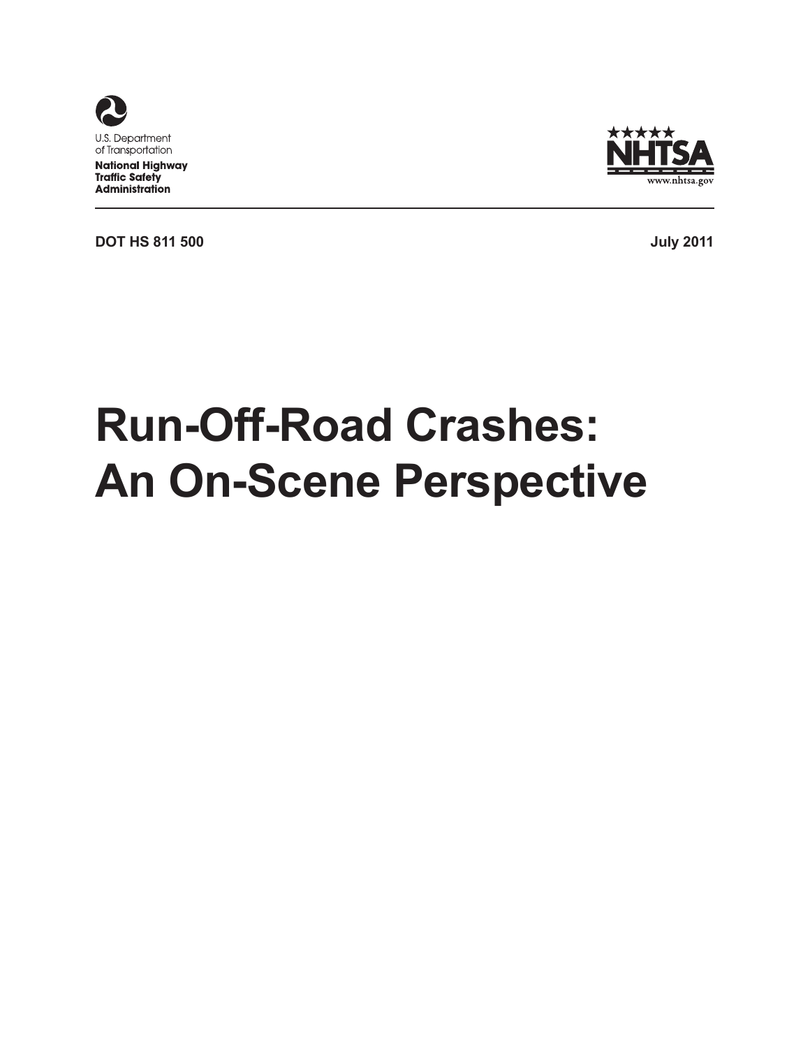U.S. Department of Transportation

**National Highway Traffic Safety Administration**

NHTSA

www.nhtsa.gov

**DOT HS 811 500** **July 2011**

# Run-Off-Road Crashes: An On-Scene Perspective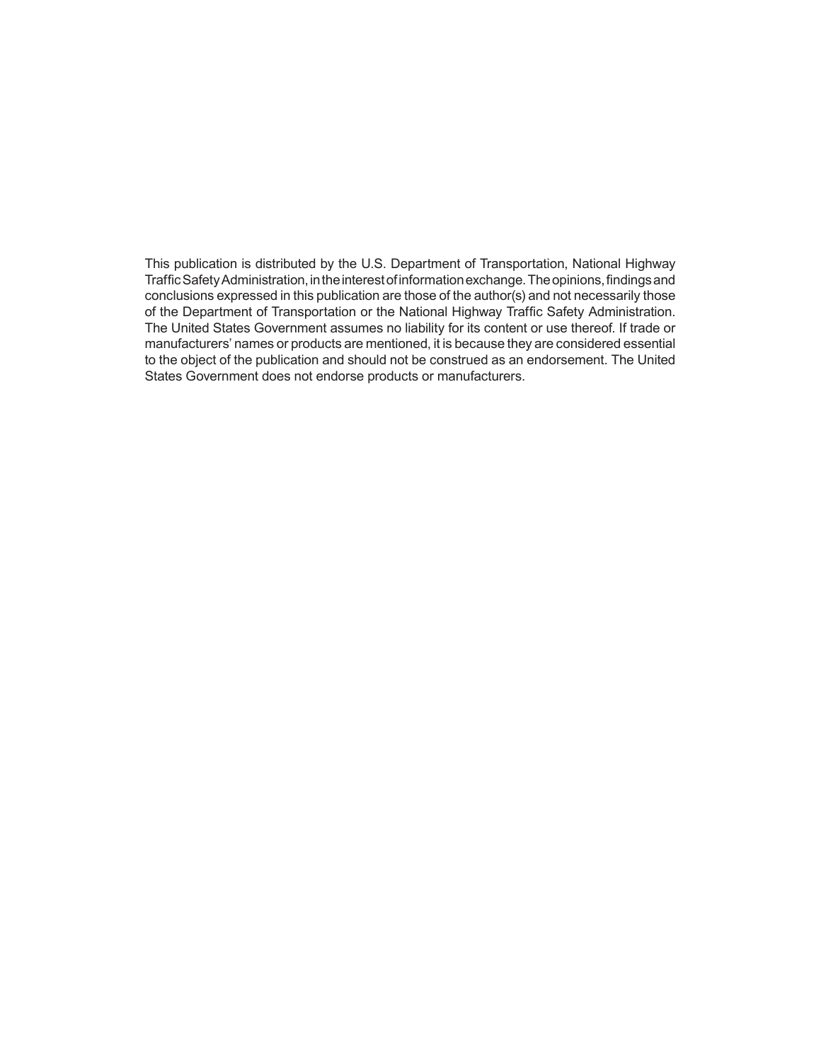This publication is distributed by the U.S. Department of Transportation, National Highway Traffic Safety Administration, in the interest of information exchange. The opinions, findings and conclusions expressed in this publication are those of the author(s) and not necessarily those of the Department of Transportation or the National Highway Traffic Safety Administration. The United States Government assumes no liability for its content or use thereof. If trade or manufacturers' names or products are mentioned, it is because they are considered essential to the object of the publication and should not be construed as an endorsement. The United States Government does not endorse products or manufacturers.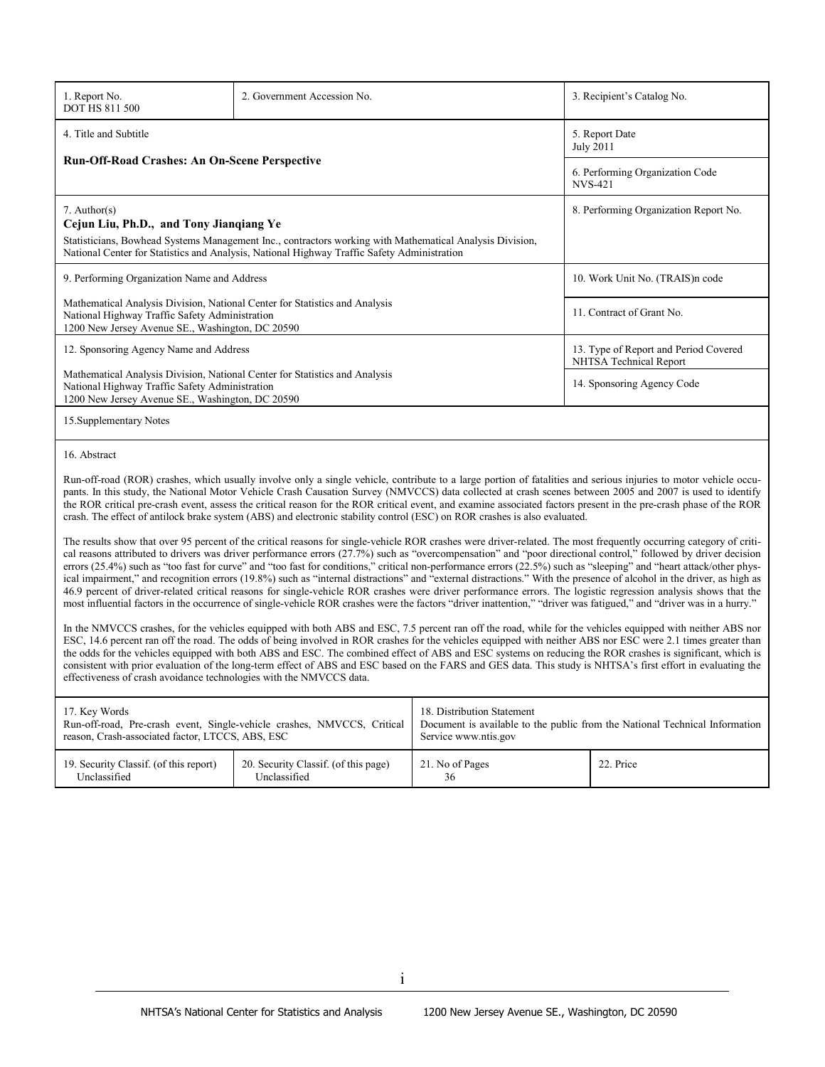| 1. Report No. DOT HS 811 500 | 2. Government Accession No. | 3. Recipient's Catalog No. |
|---|---|---|
| 4. Title and Subtitle<br>**Run-Off-Road Crashes: An On-Scene Perspective** | | 5. Report Date July 2011 |
| | | 6. Performing Organization Code NVS-421 |
| 7. Author(s)<br>**Cejun Liu, Ph.D., and Tony Jianqiang Ye**<br>Statisticians, Bowhead Systems Management Inc., contractors working with Mathematical Analysis Division, National Center for Statistics and Analysis, National Highway Traffic Safety Administration | | 8. Performing Organization Report No. |
| 9. Performing Organization Name and Address<br>Mathematical Analysis Division, National Center for Statistics and Analysis<br>National Highway Traffic Safety Administration<br>1200 New Jersey Avenue SE., Washington, DC 20590 | | 10. Work Unit No. (TRAIS)n code |
| | | 11. Contract of Grant No. |
| 12. Sponsoring Agency Name and Address<br>Mathematical Analysis Division, National Center for Statistics and Analysis<br>National Highway Traffic Safety Administration<br>1200 New Jersey Avenue SE., Washington, DC 20590 | | 13. Type of Report and Period Covered NHTSA Technical Report |
| | | 14. Sponsoring Agency Code |
| 15.Supplementary Notes | | |

16. Abstract

Run-off-road (ROR) crashes, which usually involve only a single vehicle, contribute to a large portion of fatalities and serious injuries to motor vehicle occupants. In this study, the National Motor Vehicle Crash Causation Survey (NMVCCS) data collected at crash scenes between 2005 and 2007 is used to identify the ROR critical pre-crash event, assess the critical reason for the ROR critical event, and examine associated factors present in the pre-crash phase of the ROR crash. The effect of antilock brake system (ABS) and electronic stability control (ESC) on ROR crashes is also evaluated.

The results show that over 95 percent of the critical reasons for single-vehicle ROR crashes were driver-related. The most frequently occurring category of critical reasons attributed to drivers was driver performance errors (27.7%) such as "overcompensation" and "poor directional control," followed by driver decision errors (25.4%) such as "too fast for curve" and "too fast for conditions," critical non-performance errors (22.5%) such as "sleeping" and "heart attack/other physical impairment," and recognition errors (19.8%) such as "internal distractions" and "external distractions." With the presence of alcohol in the driver, as high as 46.9 percent of driver-related critical reasons for single-vehicle ROR crashes were driver performance errors. The logistic regression analysis shows that the most influential factors in the occurrence of single-vehicle ROR crashes were the factors "driver inattention," "driver was fatigued," and "driver was in a hurry."

In the NMVCCS crashes, for the vehicles equipped with both ABS and ESC, 7.5 percent ran off the road, while for the vehicles equipped with neither ABS nor ESC, 14.6 percent ran off the road. The odds of being involved in ROR crashes for the vehicles equipped with neither ABS nor ESC were 2.1 times greater than the odds for the vehicles equipped with both ABS and ESC. The combined effect of ABS and ESC systems on reducing the ROR crashes is significant, which is consistent with prior evaluation of the long-term effect of ABS and ESC based on the FARS and GES data. This study is NHTSA's first effort in evaluating the effectiveness of crash avoidance technologies with the NMVCCS data.

| 17. Key Words | | 18. Distribution Statement | |
|---|---|---|---|
| Run-off-road, Pre-crash event, Single-vehicle crashes, NMVCCS, Critical reason, Crash-associated factor, LTCCS, ABS, ESC | | Document is available to the public from the National Technical Information Service www.ntis.gov | |
| 19. Security Classif. (of this report) Unclassified | 20. Security Classif. (of this page) Unclassified | 21. No of Pages 36 | 22. Price |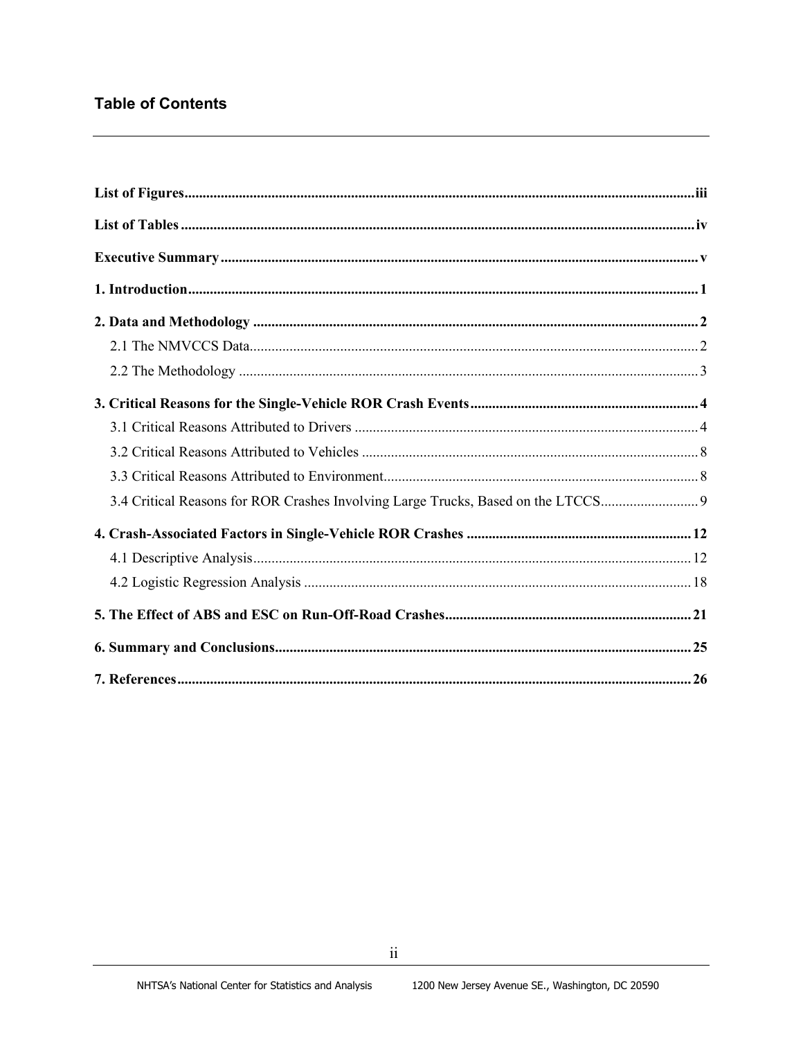## Table of Contents

**List of Figures** ... iii

**List of Tables** ... iv

**Executive Summary** ... v

**1. Introduction** ... 1

**2. Data and Methodology** ... 2

- 2.1 The NMVCCS Data ... 2
- 2.2 The Methodology ... 3

**3. Critical Reasons for the Single-Vehicle ROR Crash Events** ... 4

- 3.1 Critical Reasons Attributed to Drivers ... 4
- 3.2 Critical Reasons Attributed to Vehicles ... 8
- 3.3 Critical Reasons Attributed to Environment ... 8
- 3.4 Critical Reasons for ROR Crashes Involving Large Trucks, Based on the LTCCS ... 9

**4. Crash-Associated Factors in Single-Vehicle ROR Crashes** ... 12

- 4.1 Descriptive Analysis ... 12
- 4.2 Logistic Regression Analysis ... 18

**5. The Effect of ABS and ESC on Run-Off-Road Crashes** ... 21

**6. Summary and Conclusions** ... 25

**7. References** ... 26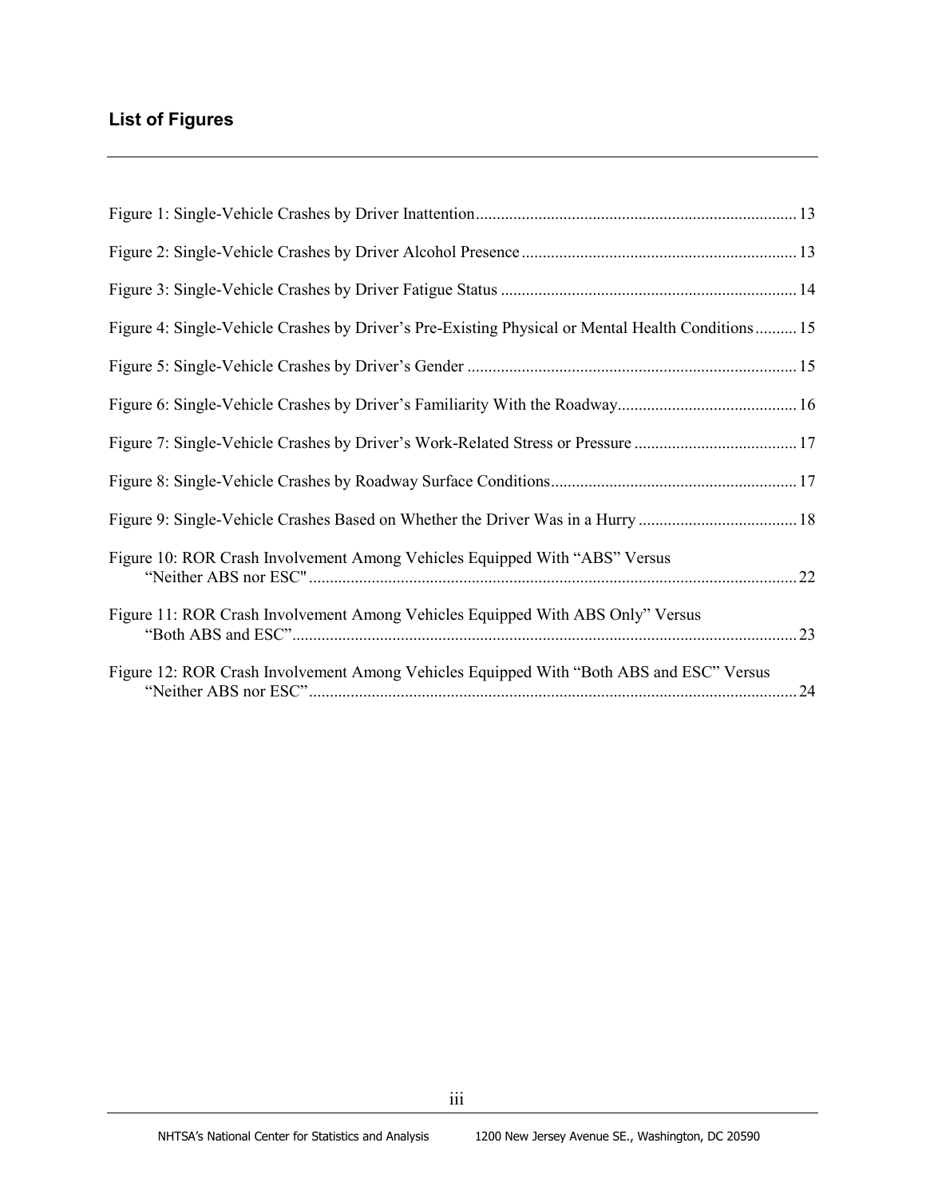## List of Figures

Figure 1: Single-Vehicle Crashes by Driver Inattention ........................................................................... 13

Figure 2: Single-Vehicle Crashes by Driver Alcohol Presence ................................................................. 13

Figure 3: Single-Vehicle Crashes by Driver Fatigue Status ...................................................................... 14

Figure 4: Single-Vehicle Crashes by Driver's Pre-Existing Physical or Mental Health Conditions .......... 15

Figure 5: Single-Vehicle Crashes by Driver's Gender .............................................................................. 15

Figure 6: Single-Vehicle Crashes by Driver's Familiarity With the Roadway .......................................... 16

Figure 7: Single-Vehicle Crashes by Driver's Work-Related Stress or Pressure ....................................... 17

Figure 8: Single-Vehicle Crashes by Roadway Surface Conditions .......................................................... 17

Figure 9: Single-Vehicle Crashes Based on Whether the Driver Was in a Hurry ...................................... 18

Figure 10: ROR Crash Involvement Among Vehicles Equipped With "ABS" Versus "Neither ABS nor ESC" .................................................................................................................... 22

Figure 11: ROR Crash Involvement Among Vehicles Equipped With ABS Only" Versus "Both ABS and ESC" ......................................................................................................................... 23

Figure 12: ROR Crash Involvement Among Vehicles Equipped With "Both ABS and ESC" Versus "Neither ABS nor ESC" .................................................................................................................... 24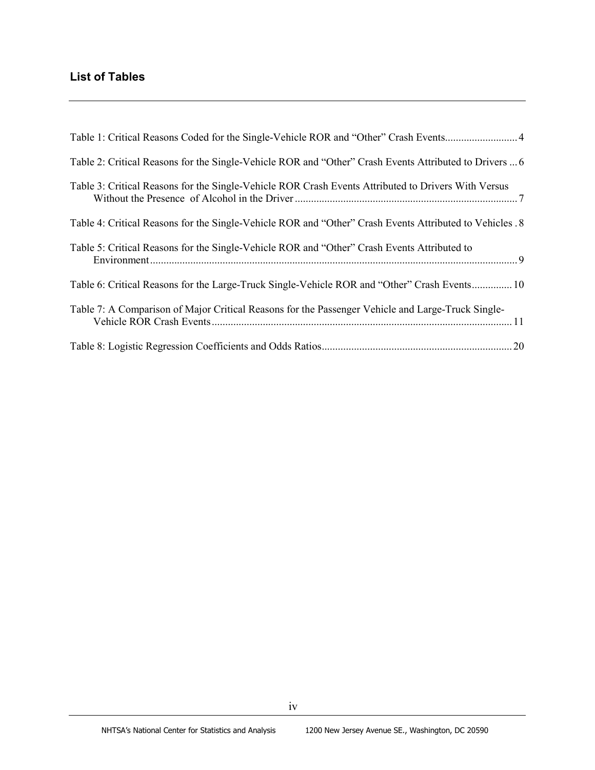## List of Tables

Table 1: Critical Reasons Coded for the Single-Vehicle ROR and "Other" Crash Events........................... 4

Table 2: Critical Reasons for the Single-Vehicle ROR and "Other" Crash Events Attributed to Drivers ... 6

Table 3: Critical Reasons for the Single-Vehicle ROR Crash Events Attributed to Drivers With Versus Without the Presence of Alcohol in the Driver .................................................................................. 7

Table 4: Critical Reasons for the Single-Vehicle ROR and "Other" Crash Events Attributed to Vehicles . 8

Table 5: Critical Reasons for the Single-Vehicle ROR and "Other" Crash Events Attributed to Environment ........................................................................................................................................ 9

Table 6: Critical Reasons for the Large-Truck Single-Vehicle ROR and "Other" Crash Events............... 10

Table 7: A Comparison of Major Critical Reasons for the Passenger Vehicle and Large-Truck Single-Vehicle ROR Crash Events ............................................................................................................... 11

Table 8: Logistic Regression Coefficients and Odds Ratios...................................................................... 20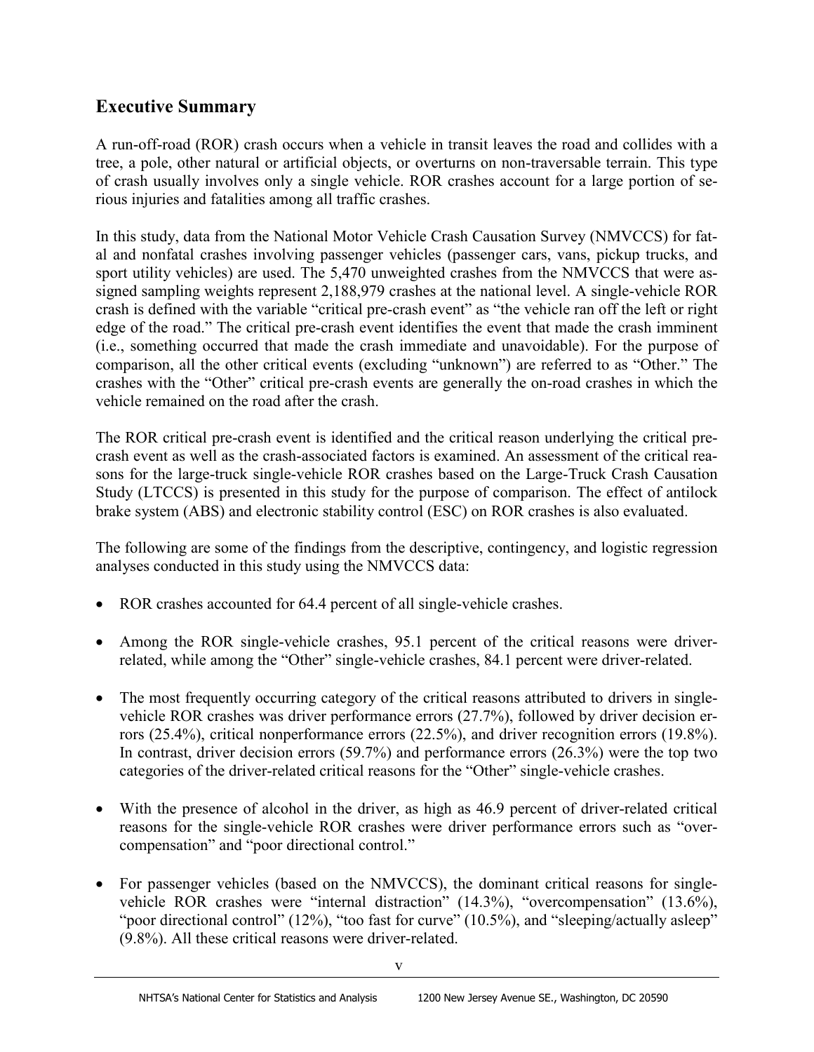## Executive Summary

A run-off-road (ROR) crash occurs when a vehicle in transit leaves the road and collides with a tree, a pole, other natural or artificial objects, or overturns on non-traversable terrain. This type of crash usually involves only a single vehicle. ROR crashes account for a large portion of serious injuries and fatalities among all traffic crashes.

In this study, data from the National Motor Vehicle Crash Causation Survey (NMVCCS) for fatal and nonfatal crashes involving passenger vehicles (passenger cars, vans, pickup trucks, and sport utility vehicles) are used. The 5,470 unweighted crashes from the NMVCCS that were assigned sampling weights represent 2,188,979 crashes at the national level. A single-vehicle ROR crash is defined with the variable "critical pre-crash event" as "the vehicle ran off the left or right edge of the road." The critical pre-crash event identifies the event that made the crash imminent (i.e., something occurred that made the crash immediate and unavoidable). For the purpose of comparison, all the other critical events (excluding "unknown") are referred to as "Other." The crashes with the "Other" critical pre-crash events are generally the on-road crashes in which the vehicle remained on the road after the crash.

The ROR critical pre-crash event is identified and the critical reason underlying the critical pre-crash event as well as the crash-associated factors is examined. An assessment of the critical reasons for the large-truck single-vehicle ROR crashes based on the Large-Truck Crash Causation Study (LTCCS) is presented in this study for the purpose of comparison. The effect of antilock brake system (ABS) and electronic stability control (ESC) on ROR crashes is also evaluated.

The following are some of the findings from the descriptive, contingency, and logistic regression analyses conducted in this study using the NMVCCS data:

- ROR crashes accounted for 64.4 percent of all single-vehicle crashes.
- Among the ROR single-vehicle crashes, 95.1 percent of the critical reasons were driver-related, while among the "Other" single-vehicle crashes, 84.1 percent were driver-related.
- The most frequently occurring category of the critical reasons attributed to drivers in single-vehicle ROR crashes was driver performance errors (27.7%), followed by driver decision errors (25.4%), critical nonperformance errors (22.5%), and driver recognition errors (19.8%). In contrast, driver decision errors (59.7%) and performance errors (26.3%) were the top two categories of the driver-related critical reasons for the "Other" single-vehicle crashes.
- With the presence of alcohol in the driver, as high as 46.9 percent of driver-related critical reasons for the single-vehicle ROR crashes were driver performance errors such as "overcompensation" and "poor directional control."
- For passenger vehicles (based on the NMVCCS), the dominant critical reasons for single-vehicle ROR crashes were "internal distraction" (14.3%), "overcompensation" (13.6%), "poor directional control" (12%), "too fast for curve" (10.5%), and "sleeping/actually asleep" (9.8%). All these critical reasons were driver-related.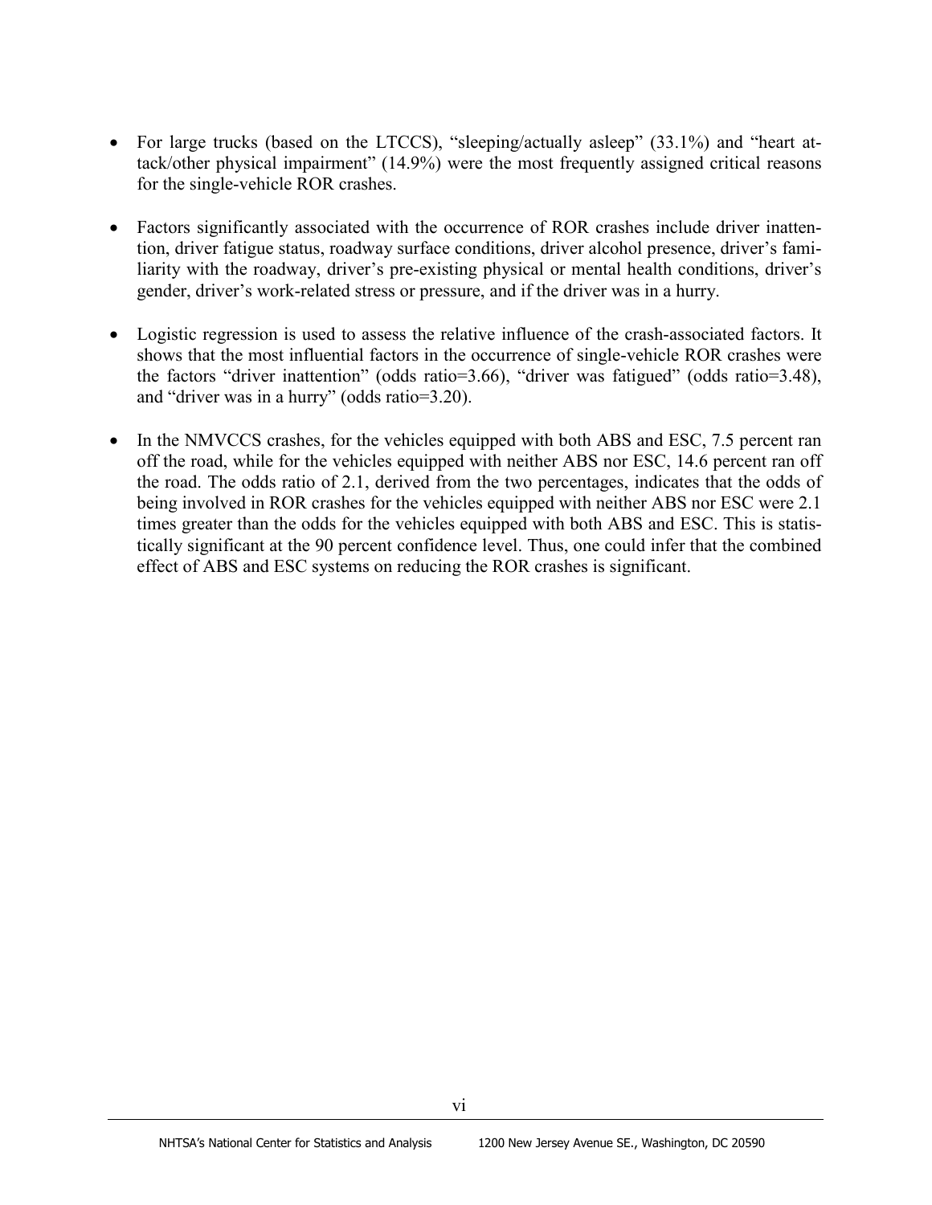- For large trucks (based on the LTCCS), "sleeping/actually asleep" (33.1%) and "heart attack/other physical impairment" (14.9%) were the most frequently assigned critical reasons for the single-vehicle ROR crashes.

- Factors significantly associated with the occurrence of ROR crashes include driver inattention, driver fatigue status, roadway surface conditions, driver alcohol presence, driver's familiarity with the roadway, driver's pre-existing physical or mental health conditions, driver's gender, driver's work-related stress or pressure, and if the driver was in a hurry.

- Logistic regression is used to assess the relative influence of the crash-associated factors. It shows that the most influential factors in the occurrence of single-vehicle ROR crashes were the factors "driver inattention" (odds ratio=3.66), "driver was fatigued" (odds ratio=3.48), and "driver was in a hurry" (odds ratio=3.20).

- In the NMVCCS crashes, for the vehicles equipped with both ABS and ESC, 7.5 percent ran off the road, while for the vehicles equipped with neither ABS nor ESC, 14.6 percent ran off the road. The odds ratio of 2.1, derived from the two percentages, indicates that the odds of being involved in ROR crashes for the vehicles equipped with neither ABS nor ESC were 2.1 times greater than the odds for the vehicles equipped with both ABS and ESC. This is statistically significant at the 90 percent confidence level. Thus, one could infer that the combined effect of ABS and ESC systems on reducing the ROR crashes is significant.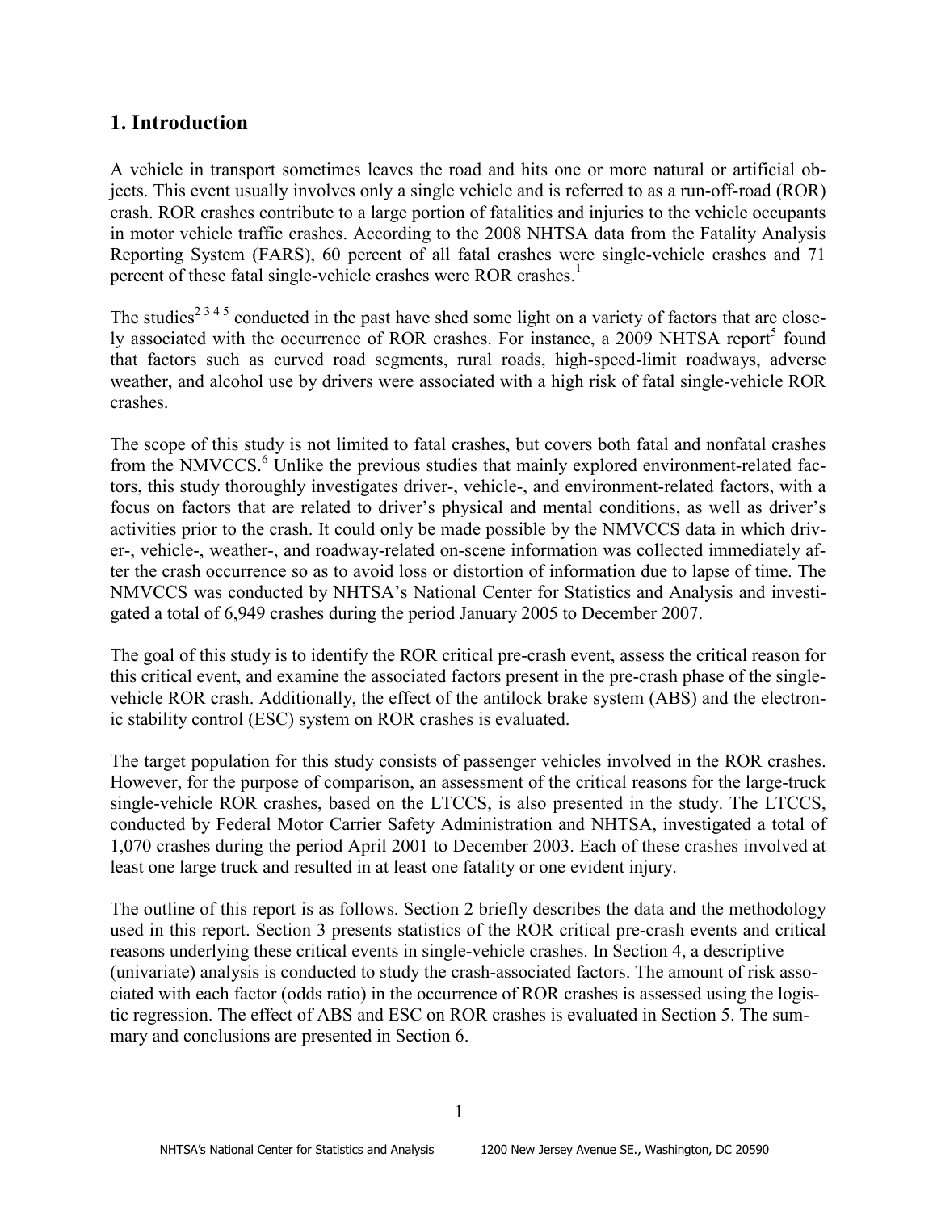## 1. Introduction

A vehicle in transport sometimes leaves the road and hits one or more natural or artificial objects. This event usually involves only a single vehicle and is referred to as a run-off-road (ROR) crash. ROR crashes contribute to a large portion of fatalities and injuries to the vehicle occupants in motor vehicle traffic crashes. According to the 2008 NHTSA data from the Fatality Analysis Reporting System (FARS), 60 percent of all fatal crashes were single-vehicle crashes and 71 percent of these fatal single-vehicle crashes were ROR crashes.[1]

The studies[2 3 4 5] conducted in the past have shed some light on a variety of factors that are closely associated with the occurrence of ROR crashes. For instance, a 2009 NHTSA report[5] found that factors such as curved road segments, rural roads, high-speed-limit roadways, adverse weather, and alcohol use by drivers were associated with a high risk of fatal single-vehicle ROR crashes.

The scope of this study is not limited to fatal crashes, but covers both fatal and nonfatal crashes from the NMVCCS.[6] Unlike the previous studies that mainly explored environment-related factors, this study thoroughly investigates driver-, vehicle-, and environment-related factors, with a focus on factors that are related to driver's physical and mental conditions, as well as driver's activities prior to the crash. It could only be made possible by the NMVCCS data in which driver-, vehicle-, weather-, and roadway-related on-scene information was collected immediately after the crash occurrence so as to avoid loss or distortion of information due to lapse of time. The NMVCCS was conducted by NHTSA's National Center for Statistics and Analysis and investigated a total of 6,949 crashes during the period January 2005 to December 2007.

The goal of this study is to identify the ROR critical pre-crash event, assess the critical reason for this critical event, and examine the associated factors present in the pre-crash phase of the single-vehicle ROR crash. Additionally, the effect of the antilock brake system (ABS) and the electronic stability control (ESC) system on ROR crashes is evaluated.

The target population for this study consists of passenger vehicles involved in the ROR crashes. However, for the purpose of comparison, an assessment of the critical reasons for the large-truck single-vehicle ROR crashes, based on the LTCCS, is also presented in the study. The LTCCS, conducted by Federal Motor Carrier Safety Administration and NHTSA, investigated a total of 1,070 crashes during the period April 2001 to December 2003. Each of these crashes involved at least one large truck and resulted in at least one fatality or one evident injury.

The outline of this report is as follows. Section 2 briefly describes the data and the methodology used in this report. Section 3 presents statistics of the ROR critical pre-crash events and critical reasons underlying these critical events in single-vehicle crashes. In Section 4, a descriptive (univariate) analysis is conducted to study the crash-associated factors. The amount of risk associated with each factor (odds ratio) in the occurrence of ROR crashes is assessed using the logistic regression. The effect of ABS and ESC on ROR crashes is evaluated in Section 5. The summary and conclusions are presented in Section 6.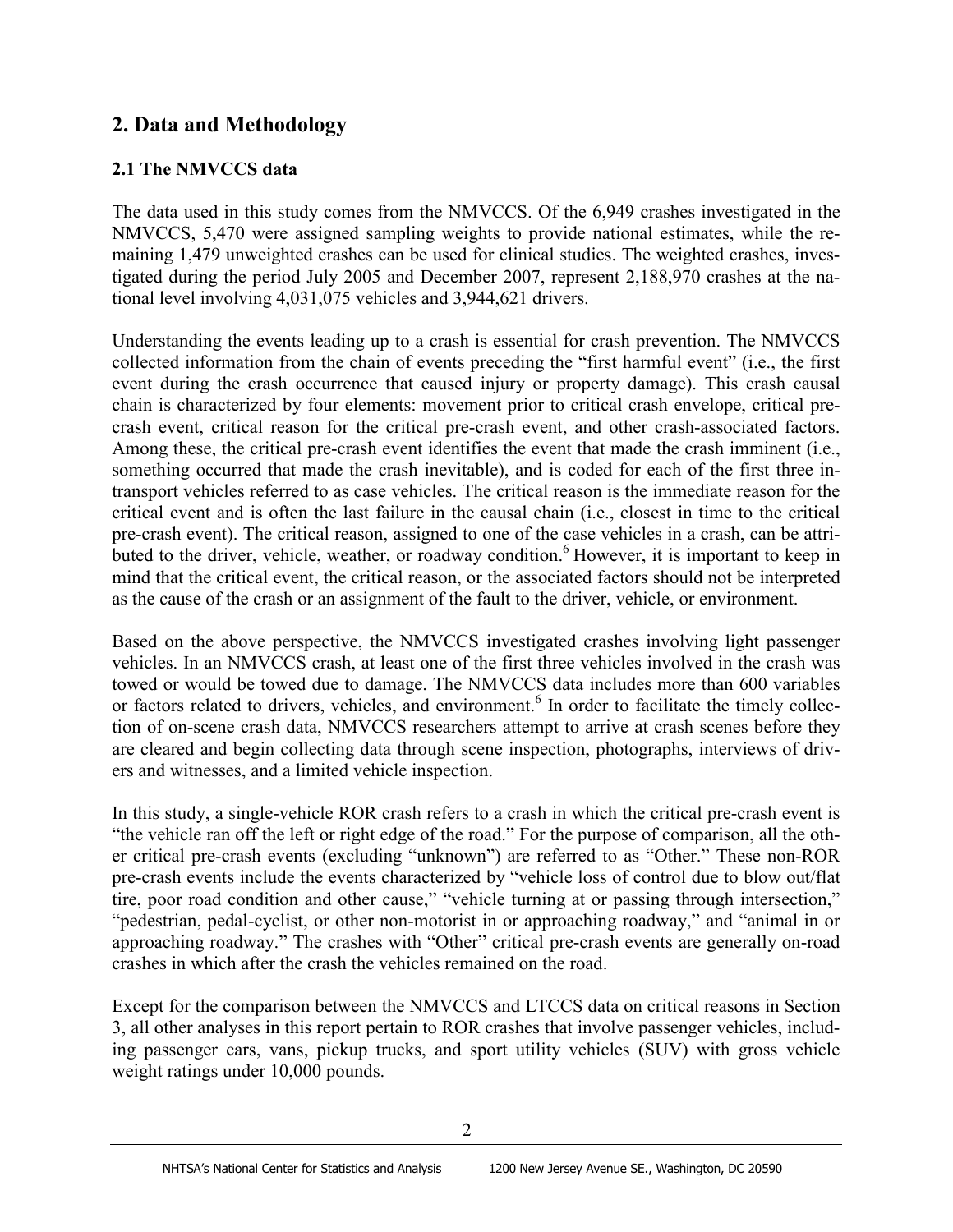## 2. Data and Methodology

### 2.1 The NMVCCS data

The data used in this study comes from the NMVCCS. Of the 6,949 crashes investigated in the NMVCCS, 5,470 were assigned sampling weights to provide national estimates, while the remaining 1,479 unweighted crashes can be used for clinical studies. The weighted crashes, investigated during the period July 2005 and December 2007, represent 2,188,970 crashes at the national level involving 4,031,075 vehicles and 3,944,621 drivers.

Understanding the events leading up to a crash is essential for crash prevention. The NMVCCS collected information from the chain of events preceding the "first harmful event" (i.e., the first event during the crash occurrence that caused injury or property damage). This crash causal chain is characterized by four elements: movement prior to critical crash envelope, critical pre-crash event, critical reason for the critical pre-crash event, and other crash-associated factors. Among these, the critical pre-crash event identifies the event that made the crash imminent (i.e., something occurred that made the crash inevitable), and is coded for each of the first three in-transport vehicles referred to as case vehicles. The critical reason is the immediate reason for the critical event and is often the last failure in the causal chain (i.e., closest in time to the critical pre-crash event). The critical reason, assigned to one of the case vehicles in a crash, can be attributed to the driver, vehicle, weather, or roadway condition.[6] However, it is important to keep in mind that the critical event, the critical reason, or the associated factors should not be interpreted as the cause of the crash or an assignment of the fault to the driver, vehicle, or environment.

Based on the above perspective, the NMVCCS investigated crashes involving light passenger vehicles. In an NMVCCS crash, at least one of the first three vehicles involved in the crash was towed or would be towed due to damage. The NMVCCS data includes more than 600 variables or factors related to drivers, vehicles, and environment.[6] In order to facilitate the timely collection of on-scene crash data, NMVCCS researchers attempt to arrive at crash scenes before they are cleared and begin collecting data through scene inspection, photographs, interviews of drivers and witnesses, and a limited vehicle inspection.

In this study, a single-vehicle ROR crash refers to a crash in which the critical pre-crash event is "the vehicle ran off the left or right edge of the road." For the purpose of comparison, all the other critical pre-crash events (excluding "unknown") are referred to as "Other." These non-ROR pre-crash events include the events characterized by "vehicle loss of control due to blow out/flat tire, poor road condition and other cause," "vehicle turning at or passing through intersection," "pedestrian, pedal-cyclist, or other non-motorist in or approaching roadway," and "animal in or approaching roadway." The crashes with "Other" critical pre-crash events are generally on-road crashes in which after the crash the vehicles remained on the road.

Except for the comparison between the NMVCCS and LTCCS data on critical reasons in Section 3, all other analyses in this report pertain to ROR crashes that involve passenger vehicles, including passenger cars, vans, pickup trucks, and sport utility vehicles (SUV) with gross vehicle weight ratings under 10,000 pounds.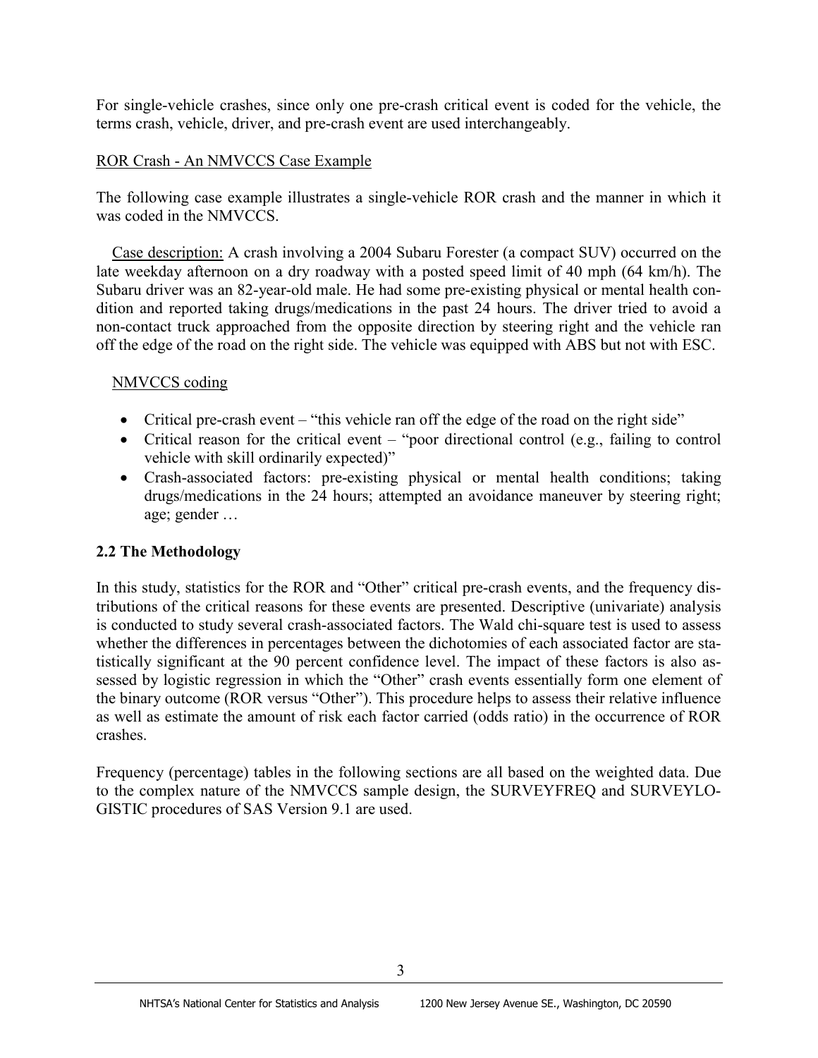For single-vehicle crashes, since only one pre-crash critical event is coded for the vehicle, the terms crash, vehicle, driver, and pre-crash event are used interchangeably.

ROR Crash - An NMVCCS Case Example

The following case example illustrates a single-vehicle ROR crash and the manner in which it was coded in the NMVCCS.

Case description: A crash involving a 2004 Subaru Forester (a compact SUV) occurred on the late weekday afternoon on a dry roadway with a posted speed limit of 40 mph (64 km/h). The Subaru driver was an 82-year-old male. He had some pre-existing physical or mental health condition and reported taking drugs/medications in the past 24 hours. The driver tried to avoid a non-contact truck approached from the opposite direction by steering right and the vehicle ran off the edge of the road on the right side. The vehicle was equipped with ABS but not with ESC.

NMVCCS coding

- Critical pre-crash event – "this vehicle ran off the edge of the road on the right side"
- Critical reason for the critical event – "poor directional control (e.g., failing to control vehicle with skill ordinarily expected)"
- Crash-associated factors: pre-existing physical or mental health conditions; taking drugs/medications in the 24 hours; attempted an avoidance maneuver by steering right; age; gender …

## 2.2 The Methodology

In this study, statistics for the ROR and "Other" critical pre-crash events, and the frequency distributions of the critical reasons for these events are presented. Descriptive (univariate) analysis is conducted to study several crash-associated factors. The Wald chi-square test is used to assess whether the differences in percentages between the dichotomies of each associated factor are statistically significant at the 90 percent confidence level. The impact of these factors is also assessed by logistic regression in which the "Other" crash events essentially form one element of the binary outcome (ROR versus "Other"). This procedure helps to assess their relative influence as well as estimate the amount of risk each factor carried (odds ratio) in the occurrence of ROR crashes.

Frequency (percentage) tables in the following sections are all based on the weighted data. Due to the complex nature of the NMVCCS sample design, the SURVEYFREQ and SURVEYLOGISTIC procedures of SAS Version 9.1 are used.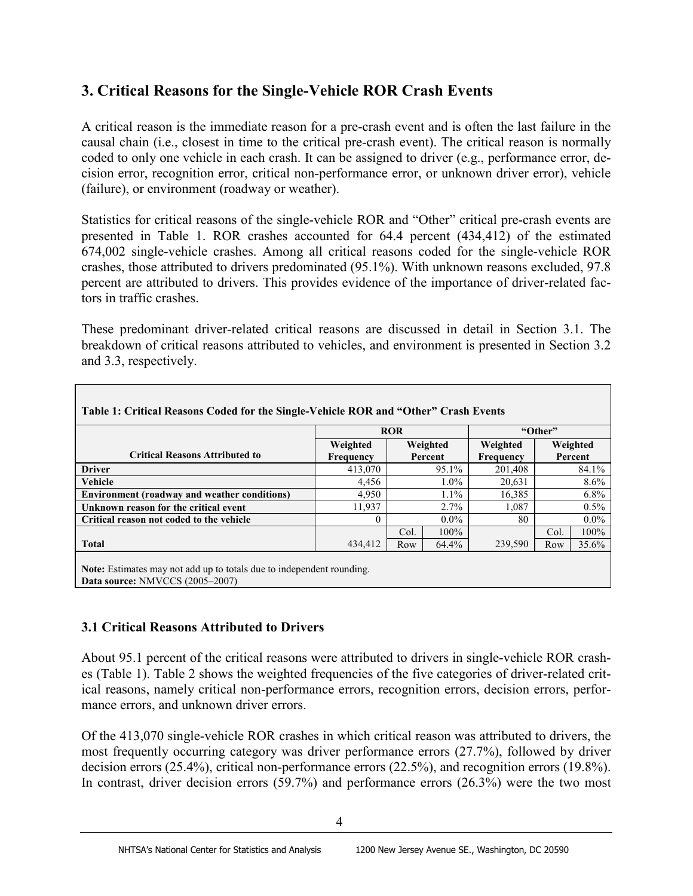## 3. Critical Reasons for the Single-Vehicle ROR Crash Events

A critical reason is the immediate reason for a pre-crash event and is often the last failure in the causal chain (i.e., closest in time to the critical pre-crash event). The critical reason is normally coded to only one vehicle in each crash. It can be assigned to driver (e.g., performance error, decision error, recognition error, critical non-performance error, or unknown driver error), vehicle (failure), or environment (roadway or weather).

Statistics for critical reasons of the single-vehicle ROR and "Other" critical pre-crash events are presented in Table 1. ROR crashes accounted for 64.4 percent (434,412) of the estimated 674,002 single-vehicle crashes. Among all critical reasons coded for the single-vehicle ROR crashes, those attributed to drivers predominated (95.1%). With unknown reasons excluded, 97.8 percent are attributed to drivers. This provides evidence of the importance of driver-related factors in traffic crashes.

These predominant driver-related critical reasons are discussed in detail in Section 3.1. The breakdown of critical reasons attributed to vehicles, and environment is presented in Section 3.2 and 3.3, respectively.

**Table 1: Critical Reasons Coded for the Single-Vehicle ROR and "Other" Crash Events**

| | ROR | | | "Other" | | |
|---|---|---|---|---|---|---|
| **Critical Reasons Attributed to** | **Weighted Frequency** | **Weighted Percent** | | **Weighted Frequency** | **Weighted Percent** | |
| **Driver** | 413,070 | | 95.1% | 201,408 | | 84.1% |
| **Vehicle** | 4,456 | | 1.0% | 20,631 | | 8.6% |
| **Environment (roadway and weather conditions)** | 4,950 | | 1.1% | 16,385 | | 6.8% |
| **Unknown reason for the critical event** | 11,937 | | 2.7% | 1,087 | | 0.5% |
| **Critical reason not coded to the vehicle** | 0 | | 0.0% | 80 | | 0.0% |
| | | Col. | 100% | | Col. | 100% |
| **Total** | 434,412 | Row | 64.4% | 239,590 | Row | 35.6% |

**Note:** Estimates may not add up to totals due to independent rounding.
**Data source:** NMVCCS (2005–2007)

### 3.1 Critical Reasons Attributed to Drivers

About 95.1 percent of the critical reasons were attributed to drivers in single-vehicle ROR crashes (Table 1). Table 2 shows the weighted frequencies of the five categories of driver-related critical reasons, namely critical non-performance errors, recognition errors, decision errors, performance errors, and unknown driver errors.

Of the 413,070 single-vehicle ROR crashes in which critical reason was attributed to drivers, the most frequently occurring category was driver performance errors (27.7%), followed by driver decision errors (25.4%), critical non-performance errors (22.5%), and recognition errors (19.8%). In contrast, driver decision errors (59.7%) and performance errors (26.3%) were the two most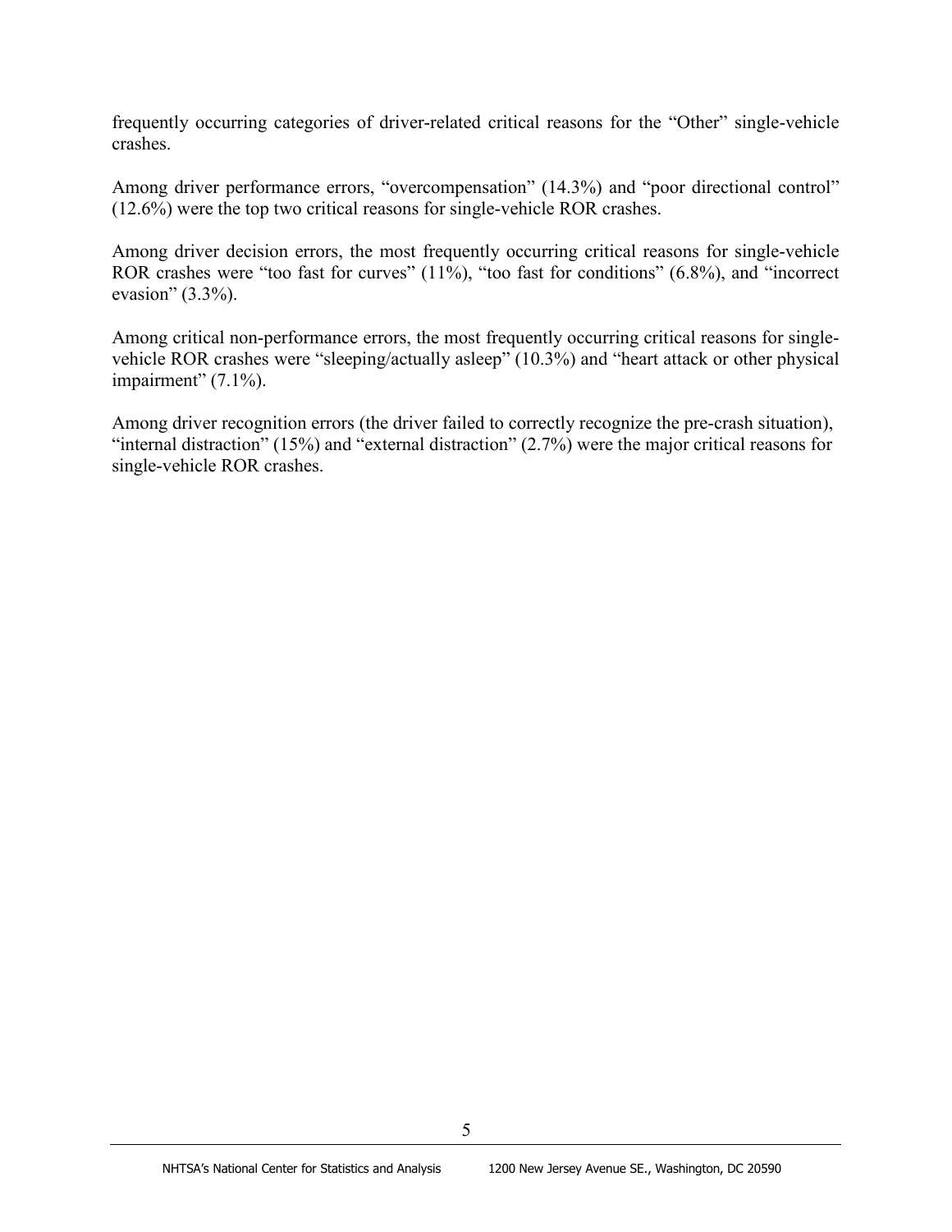frequently occurring categories of driver-related critical reasons for the "Other" single-vehicle crashes.

Among driver performance errors, "overcompensation" (14.3%) and "poor directional control" (12.6%) were the top two critical reasons for single-vehicle ROR crashes.

Among driver decision errors, the most frequently occurring critical reasons for single-vehicle ROR crashes were "too fast for curves" (11%), "too fast for conditions" (6.8%), and "incorrect evasion" (3.3%).

Among critical non-performance errors, the most frequently occurring critical reasons for single-vehicle ROR crashes were "sleeping/actually asleep" (10.3%) and "heart attack or other physical impairment" (7.1%).

Among driver recognition errors (the driver failed to correctly recognize the pre-crash situation), "internal distraction" (15%) and "external distraction" (2.7%) were the major critical reasons for single-vehicle ROR crashes.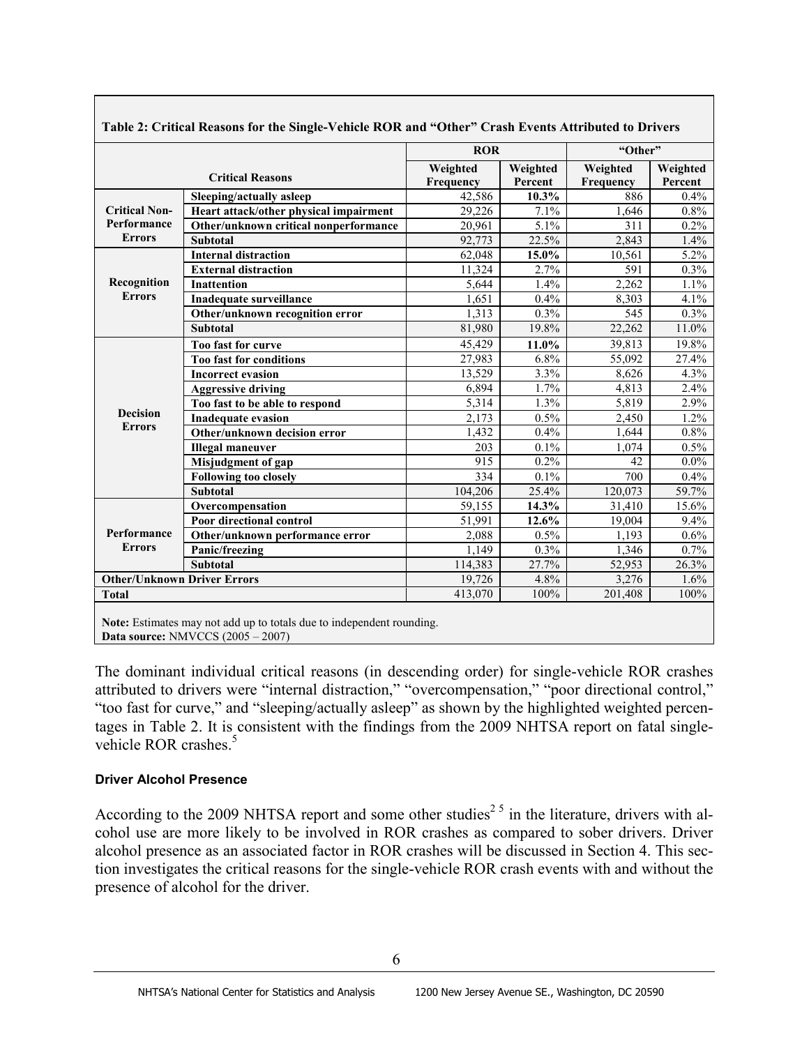**Table 2: Critical Reasons for the Single-Vehicle ROR and "Other" Crash Events Attributed to Drivers**

| Critical Reasons | | ROR | | "Other" | |
|---|---|---|---|---|---|
| | | Weighted Frequency | Weighted Percent | Weighted Frequency | Weighted Percent |
| Critical Non-Performance Errors | Sleeping/actually asleep | 42,586 | **10.3%** | 886 | 0.4% |
| | Heart attack/other physical impairment | 29,226 | 7.1% | 1,646 | 0.8% |
| | Other/unknown critical nonperformance | 20,961 | 5.1% | 311 | 0.2% |
| | Subtotal | 92,773 | 22.5% | 2,843 | 1.4% |
| Recognition Errors | Internal distraction | 62,048 | **15.0%** | 10,561 | 5.2% |
| | External distraction | 11,324 | 2.7% | 591 | 0.3% |
| | Inattention | 5,644 | 1.4% | 2,262 | 1.1% |
| | Inadequate surveillance | 1,651 | 0.4% | 8,303 | 4.1% |
| | Other/unknown recognition error | 1,313 | 0.3% | 545 | 0.3% |
| | Subtotal | 81,980 | 19.8% | 22,262 | 11.0% |
| Decision Errors | Too fast for curve | 45,429 | **11.0%** | 39,813 | 19.8% |
| | Too fast for conditions | 27,983 | 6.8% | 55,092 | 27.4% |
| | Incorrect evasion | 13,529 | 3.3% | 8,626 | 4.3% |
| | Aggressive driving | 6,894 | 1.7% | 4,813 | 2.4% |
| | Too fast to be able to respond | 5,314 | 1.3% | 5,819 | 2.9% |
| | Inadequate evasion | 2,173 | 0.5% | 2,450 | 1.2% |
| | Other/unknown decision error | 1,432 | 0.4% | 1,644 | 0.8% |
| | Illegal maneuver | 203 | 0.1% | 1,074 | 0.5% |
| | Misjudgment of gap | 915 | 0.2% | 42 | 0.0% |
| | Following too closely | 334 | 0.1% | 700 | 0.4% |
| | Subtotal | 104,206 | 25.4% | 120,073 | 59.7% |
| Performance Errors | Overcompensation | 59,155 | **14.3%** | 31,410 | 15.6% |
| | Poor directional control | 51,991 | **12.6%** | 19,004 | 9.4% |
| | Other/unknown performance error | 2,088 | 0.5% | 1,193 | 0.6% |
| | Panic/freezing | 1,149 | 0.3% | 1,346 | 0.7% |
| | Subtotal | 114,383 | 27.7% | 52,953 | 26.3% |
| Other/Unknown Driver Errors | | 19,726 | 4.8% | 3,276 | 1.6% |
| Total | | 413,070 | 100% | 201,408 | 100% |

**Note:** Estimates may not add up to totals due to independent rounding.
**Data source:** NMVCCS (2005 – 2007)

The dominant individual critical reasons (in descending order) for single-vehicle ROR crashes attributed to drivers were "internal distraction," "overcompensation," "poor directional control," "too fast for curve," and "sleeping/actually asleep" as shown by the highlighted weighted percentages in Table 2. It is consistent with the findings from the 2009 NHTSA report on fatal single-vehicle ROR crashes.[5]

#### Driver Alcohol Presence

According to the 2009 NHTSA report and some other studies[2 5] in the literature, drivers with alcohol use are more likely to be involved in ROR crashes as compared to sober drivers. Driver alcohol presence as an associated factor in ROR crashes will be discussed in Section 4. This section investigates the critical reasons for the single-vehicle ROR crash events with and without the presence of alcohol for the driver.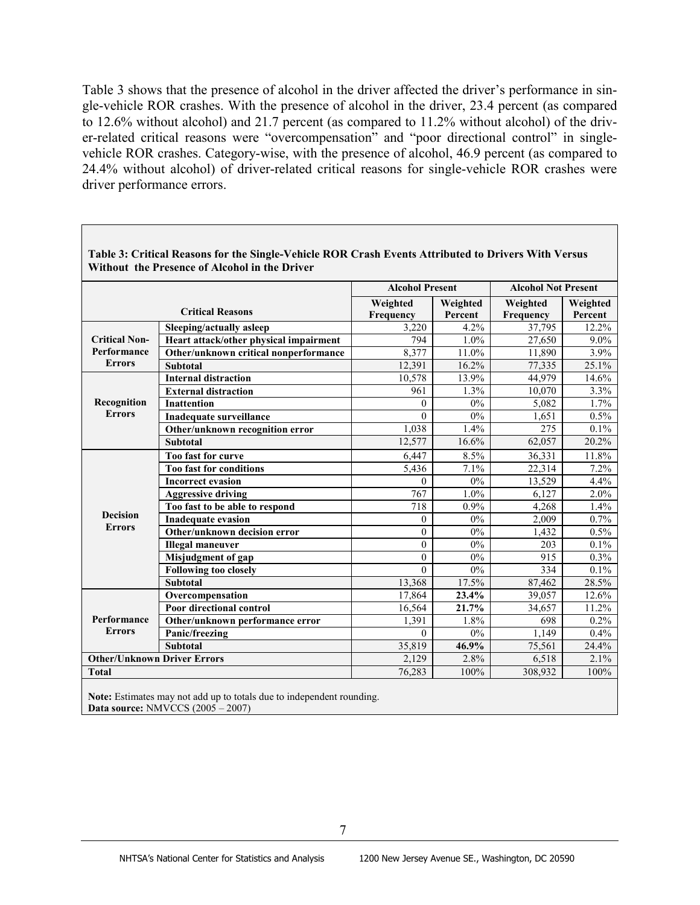Table 3 shows that the presence of alcohol in the driver affected the driver's performance in single-vehicle ROR crashes. With the presence of alcohol in the driver, 23.4 percent (as compared to 12.6% without alcohol) and 21.7 percent (as compared to 11.2% without alcohol) of the driver-related critical reasons were "overcompensation" and "poor directional control" in single-vehicle ROR crashes. Category-wise, with the presence of alcohol, 46.9 percent (as compared to 24.4% without alcohol) of driver-related critical reasons for single-vehicle ROR crashes were driver performance errors.

**Table 3: Critical Reasons for the Single-Vehicle ROR Crash Events Attributed to Drivers With Versus Without the Presence of Alcohol in the Driver**

| Critical Reasons | | Alcohol Present | | Alcohol Not Present | |
|---|---|---|---|---|---|
| | | Weighted Frequency | Weighted Percent | Weighted Frequency | Weighted Percent |
| Critical Non-Performance Errors | Sleeping/actually asleep | 3,220 | 4.2% | 37,795 | 12.2% |
| | Heart attack/other physical impairment | 794 | 1.0% | 27,650 | 9.0% |
| | Other/unknown critical nonperformance | 8,377 | 11.0% | 11,890 | 3.9% |
| | Subtotal | 12,391 | 16.2% | 77,335 | 25.1% |
| Recognition Errors | Internal distraction | 10,578 | 13.9% | 44,979 | 14.6% |
| | External distraction | 961 | 1.3% | 10,070 | 3.3% |
| | Inattention | 0 | 0% | 5,082 | 1.7% |
| | Inadequate surveillance | 0 | 0% | 1,651 | 0.5% |
| | Other/unknown recognition error | 1,038 | 1.4% | 275 | 0.1% |
| | Subtotal | 12,577 | 16.6% | 62,057 | 20.2% |
| Decision Errors | Too fast for curve | 6,447 | 8.5% | 36,331 | 11.8% |
| | Too fast for conditions | 5,436 | 7.1% | 22,314 | 7.2% |
| | Incorrect evasion | 0 | 0% | 13,529 | 4.4% |
| | Aggressive driving | 767 | 1.0% | 6,127 | 2.0% |
| | Too fast to be able to respond | 718 | 0.9% | 4,268 | 1.4% |
| | Inadequate evasion | 0 | 0% | 2,009 | 0.7% |
| | Other/unknown decision error | 0 | 0% | 1,432 | 0.5% |
| | Illegal maneuver | 0 | 0% | 203 | 0.1% |
| | Misjudgment of gap | 0 | 0% | 915 | 0.3% |
| | Following too closely | 0 | 0% | 334 | 0.1% |
| | Subtotal | 13,368 | 17.5% | 87,462 | 28.5% |
| Performance Errors | Overcompensation | 17,864 | **23.4%** | 39,057 | 12.6% |
| | Poor directional control | 16,564 | **21.7%** | 34,657 | 11.2% |
| | Other/unknown performance error | 1,391 | 1.8% | 698 | 0.2% |
| | Panic/freezing | 0 | 0% | 1,149 | 0.4% |
| | Subtotal | 35,819 | **46.9%** | 75,561 | 24.4% |
| Other/Unknown Driver Errors | | 2,129 | 2.8% | 6,518 | 2.1% |
| Total | | 76,283 | 100% | 308,932 | 100% |

**Note:** Estimates may not add up to totals due to independent rounding.
**Data source:** NMVCCS (2005 – 2007)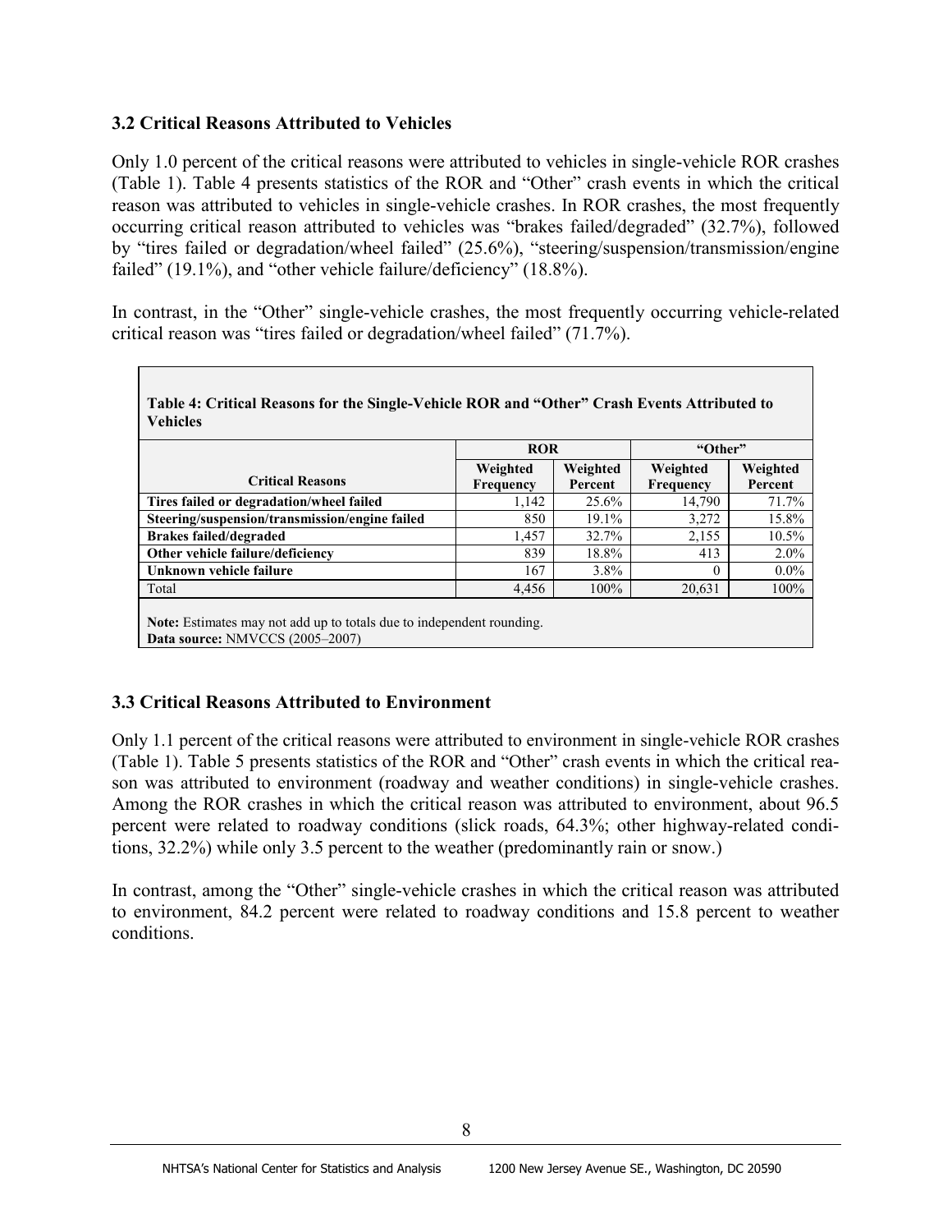### 3.2 Critical Reasons Attributed to Vehicles

Only 1.0 percent of the critical reasons were attributed to vehicles in single-vehicle ROR crashes (Table 1). Table 4 presents statistics of the ROR and "Other" crash events in which the critical reason was attributed to vehicles in single-vehicle crashes. In ROR crashes, the most frequently occurring critical reason attributed to vehicles was "brakes failed/degraded" (32.7%), followed by "tires failed or degradation/wheel failed" (25.6%), "steering/suspension/transmission/engine failed" (19.1%), and "other vehicle failure/deficiency" (18.8%).

In contrast, in the "Other" single-vehicle crashes, the most frequently occurring vehicle-related critical reason was "tires failed or degradation/wheel failed" (71.7%).

**Table 4: Critical Reasons for the Single-Vehicle ROR and "Other" Crash Events Attributed to Vehicles**

| | ROR | | "Other" | |
|---|---|---|---|---|
| **Critical Reasons** | **Weighted Frequency** | **Weighted Percent** | **Weighted Frequency** | **Weighted Percent** |
| **Tires failed or degradation/wheel failed** | 1,142 | 25.6% | 14,790 | 71.7% |
| **Steering/suspension/transmission/engine failed** | 850 | 19.1% | 3,272 | 15.8% |
| **Brakes failed/degraded** | 1,457 | 32.7% | 2,155 | 10.5% |
| **Other vehicle failure/deficiency** | 839 | 18.8% | 413 | 2.0% |
| **Unknown vehicle failure** | 167 | 3.8% | 0 | 0.0% |
| Total | 4,456 | 100% | 20,631 | 100% |

**Note:** Estimates may not add up to totals due to independent rounding.
**Data source:** NMVCCS (2005–2007)

### 3.3 Critical Reasons Attributed to Environment

Only 1.1 percent of the critical reasons were attributed to environment in single-vehicle ROR crashes (Table 1). Table 5 presents statistics of the ROR and "Other" crash events in which the critical reason was attributed to environment (roadway and weather conditions) in single-vehicle crashes. Among the ROR crashes in which the critical reason was attributed to environment, about 96.5 percent were related to roadway conditions (slick roads, 64.3%; other highway-related conditions, 32.2%) while only 3.5 percent to the weather (predominantly rain or snow.)

In contrast, among the "Other" single-vehicle crashes in which the critical reason was attributed to environment, 84.2 percent were related to roadway conditions and 15.8 percent to weather conditions.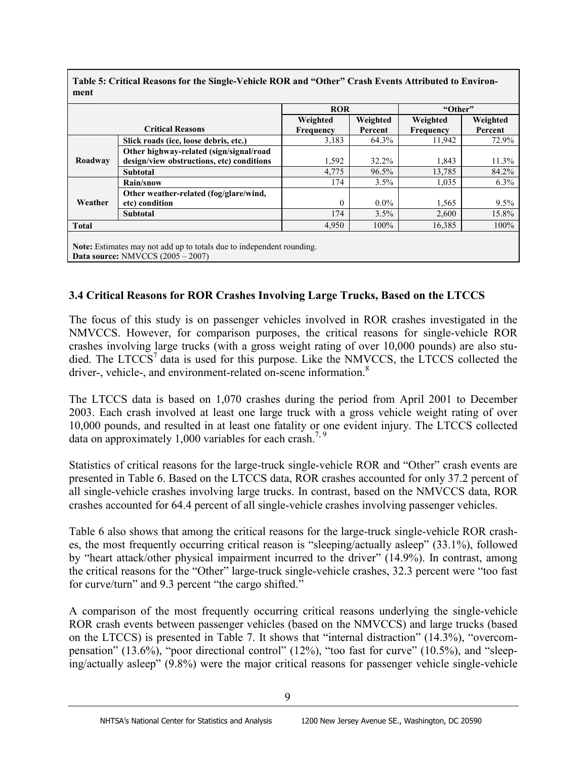**Table 5: Critical Reasons for the Single-Vehicle ROR and "Other" Crash Events Attributed to Environment**

| Critical Reasons | | ROR | | "Other" | |
|---|---|---|---|---|---|
| | | Weighted Frequency | Weighted Percent | Weighted Frequency | Weighted Percent |
| Roadway | Slick roads (ice, loose debris, etc.) | 3,183 | 64.3% | 11,942 | 72.9% |
| | Other highway-related (sign/signal/road design/view obstructions, etc) conditions | 1,592 | 32.2% | 1,843 | 11.3% |
| | Subtotal | 4,775 | 96.5% | 13,785 | 84.2% |
| Weather | Rain/snow | 174 | 3.5% | 1,035 | 6.3% |
| | Other weather-related (fog/glare/wind, etc) condition | 0 | 0.0% | 1,565 | 9.5% |
| | Subtotal | 174 | 3.5% | 2,600 | 15.8% |
| Total | | 4,950 | 100% | 16,385 | 100% |

**Note:** Estimates may not add up to totals due to independent rounding.
**Data source:** NMVCCS (2005 – 2007)

### 3.4 Critical Reasons for ROR Crashes Involving Large Trucks, Based on the LTCCS

The focus of this study is on passenger vehicles involved in ROR crashes investigated in the NMVCCS. However, for comparison purposes, the critical reasons for single-vehicle ROR crashes involving large trucks (with a gross weight rating of over 10,000 pounds) are also studied. The LTCCS[7] data is used for this purpose. Like the NMVCCS, the LTCCS collected the driver-, vehicle-, and environment-related on-scene information.[8]

The LTCCS data is based on 1,070 crashes during the period from April 2001 to December 2003. Each crash involved at least one large truck with a gross vehicle weight rating of over 10,000 pounds, and resulted in at least one fatality or one evident injury. The LTCCS collected data on approximately 1,000 variables for each crash.[7, 9]

Statistics of critical reasons for the large-truck single-vehicle ROR and "Other" crash events are presented in Table 6. Based on the LTCCS data, ROR crashes accounted for only 37.2 percent of all single-vehicle crashes involving large trucks. In contrast, based on the NMVCCS data, ROR crashes accounted for 64.4 percent of all single-vehicle crashes involving passenger vehicles.

Table 6 also shows that among the critical reasons for the large-truck single-vehicle ROR crashes, the most frequently occurring critical reason is "sleeping/actually asleep" (33.1%), followed by "heart attack/other physical impairment incurred to the driver" (14.9%). In contrast, among the critical reasons for the "Other" large-truck single-vehicle crashes, 32.3 percent were "too fast for curve/turn" and 9.3 percent "the cargo shifted."

A comparison of the most frequently occurring critical reasons underlying the single-vehicle ROR crash events between passenger vehicles (based on the NMVCCS) and large trucks (based on the LTCCS) is presented in Table 7. It shows that "internal distraction" (14.3%), "overcompensation" (13.6%), "poor directional control" (12%), "too fast for curve" (10.5%), and "sleeping/actually asleep" (9.8%) were the major critical reasons for passenger vehicle single-vehicle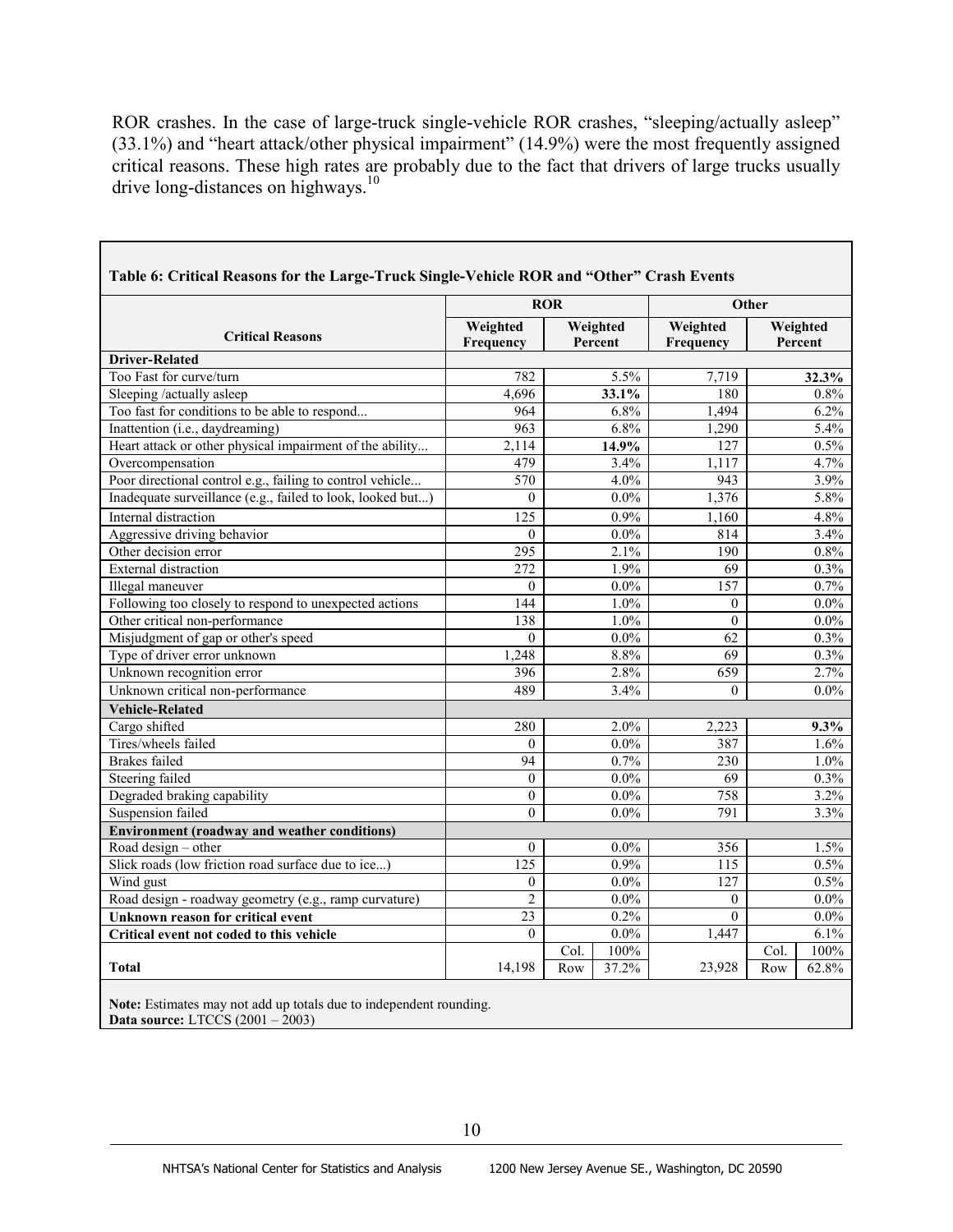ROR crashes. In the case of large-truck single-vehicle ROR crashes, "sleeping/actually asleep" (33.1%) and "heart attack/other physical impairment" (14.9%) were the most frequently assigned critical reasons. These high rates are probably due to the fact that drivers of large trucks usually drive long-distances on highways.[10]

**Table 6: Critical Reasons for the Large-Truck Single-Vehicle ROR and "Other" Crash Events**

| Critical Reasons | ROR | | | Other | | |
|---|---|---|---|---|---|---|
| | Weighted Frequency | Weighted Percent | | Weighted Frequency | Weighted Percent | |
| **Driver-Related** | | | | | | |
| Too Fast for curve/turn | 782 | | 5.5% | 7,719 | | **32.3%** |
| Sleeping /actually asleep | 4,696 | | **33.1%** | 180 | | 0.8% |
| Too fast for conditions to be able to respond... | 964 | | 6.8% | 1,494 | | 6.2% |
| Inattention (i.e., daydreaming) | 963 | | 6.8% | 1,290 | | 5.4% |
| Heart attack or other physical impairment of the ability... | 2,114 | | **14.9%** | 127 | | 0.5% |
| Overcompensation | 479 | | 3.4% | 1,117 | | 4.7% |
| Poor directional control e.g., failing to control vehicle... | 570 | | 4.0% | 943 | | 3.9% |
| Inadequate surveillance (e.g., failed to look, looked but...) | 0 | | 0.0% | 1,376 | | 5.8% |
| Internal distraction | 125 | | 0.9% | 1,160 | | 4.8% |
| Aggressive driving behavior | 0 | | 0.0% | 814 | | 3.4% |
| Other decision error | 295 | | 2.1% | 190 | | 0.8% |
| External distraction | 272 | | 1.9% | 69 | | 0.3% |
| Illegal maneuver | 0 | | 0.0% | 157 | | 0.7% |
| Following too closely to respond to unexpected actions | 144 | | 1.0% | 0 | | 0.0% |
| Other critical non-performance | 138 | | 1.0% | 0 | | 0.0% |
| Misjudgment of gap or other's speed | 0 | | 0.0% | 62 | | 0.3% |
| Type of driver error unknown | 1,248 | | 8.8% | 69 | | 0.3% |
| Unknown recognition error | 396 | | 2.8% | 659 | | 2.7% |
| Unknown critical non-performance | 489 | | 3.4% | 0 | | 0.0% |
| **Vehicle-Related** | | | | | | |
| Cargo shifted | 280 | | 2.0% | 2,223 | | **9.3%** |
| Tires/wheels failed | 0 | | 0.0% | 387 | | 1.6% |
| Brakes failed | 94 | | 0.7% | 230 | | 1.0% |
| Steering failed | 0 | | 0.0% | 69 | | 0.3% |
| Degraded braking capability | 0 | | 0.0% | 758 | | 3.2% |
| Suspension failed | 0 | | 0.0% | 791 | | 3.3% |
| **Environment (roadway and weather conditions)** | | | | | | |
| Road design – other | 0 | | 0.0% | 356 | | 1.5% |
| Slick roads (low friction road surface due to ice...) | 125 | | 0.9% | 115 | | 0.5% |
| Wind gust | 0 | | 0.0% | 127 | | 0.5% |
| Road design - roadway geometry (e.g., ramp curvature) | 2 | | 0.0% | 0 | | 0.0% |
| **Unknown reason for critical event** | 23 | | 0.2% | 0 | | 0.0% |
| **Critical event not coded to this vehicle** | 0 | | 0.0% | 1,447 | | 6.1% |
| **Total** | 14,198 | Col. | 100% | 23,928 | Col. | 100% |
| | | Row | 37.2% | | Row | 62.8% |

**Note:** Estimates may not add up totals due to independent rounding.
**Data source:** LTCCS (2001 – 2003)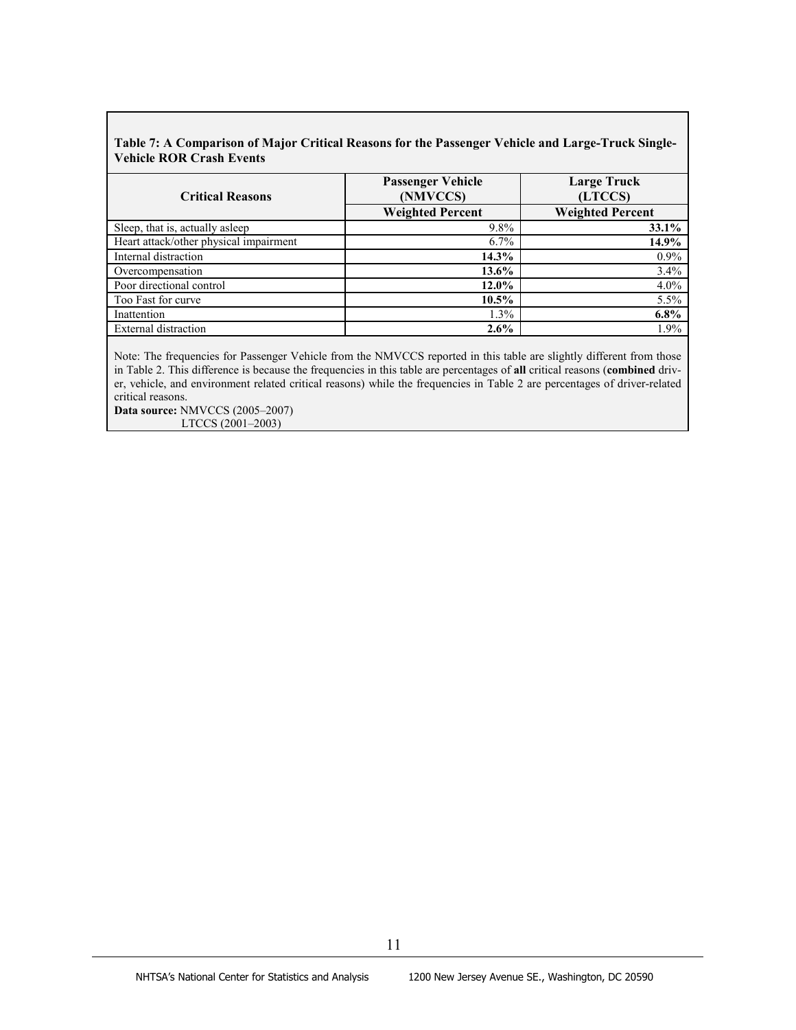**Table 7: A Comparison of Major Critical Reasons for the Passenger Vehicle and Large-Truck Single-Vehicle ROR Crash Events**

| Critical Reasons | Passenger Vehicle (NMVCCS) | Large Truck (LTCCS) |
|---|---|---|
| | Weighted Percent | Weighted Percent |
| Sleep, that is, actually asleep | 9.8% | **33.1%** |
| Heart attack/other physical impairment | 6.7% | **14.9%** |
| Internal distraction | **14.3%** | 0.9% |
| Overcompensation | **13.6%** | 3.4% |
| Poor directional control | **12.0%** | 4.0% |
| Too Fast for curve | **10.5%** | 5.5% |
| Inattention | 1.3% | **6.8%** |
| External distraction | **2.6%** | 1.9% |

Note: The frequencies for Passenger Vehicle from the NMVCCS reported in this table are slightly different from those in Table 2. This difference is because the frequencies in this table are percentages of **all** critical reasons (**combined** driver, vehicle, and environment related critical reasons) while the frequencies in Table 2 are percentages of driver-related critical reasons.

**Data source:** NMVCCS (2005–2007)
LTCCS (2001–2003)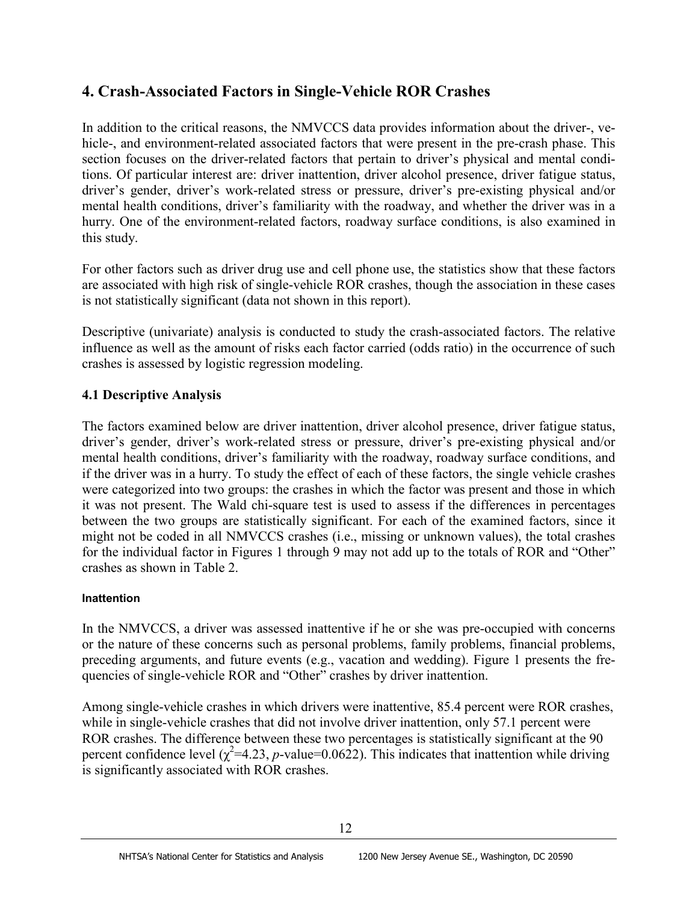## 4. Crash-Associated Factors in Single-Vehicle ROR Crashes

In addition to the critical reasons, the NMVCCS data provides information about the driver-, vehicle-, and environment-related associated factors that were present in the pre-crash phase. This section focuses on the driver-related factors that pertain to driver's physical and mental conditions. Of particular interest are: driver inattention, driver alcohol presence, driver fatigue status, driver's gender, driver's work-related stress or pressure, driver's pre-existing physical and/or mental health conditions, driver's familiarity with the roadway, and whether the driver was in a hurry. One of the environment-related factors, roadway surface conditions, is also examined in this study.

For other factors such as driver drug use and cell phone use, the statistics show that these factors are associated with high risk of single-vehicle ROR crashes, though the association in these cases is not statistically significant (data not shown in this report).

Descriptive (univariate) analysis is conducted to study the crash-associated factors. The relative influence as well as the amount of risks each factor carried (odds ratio) in the occurrence of such crashes is assessed by logistic regression modeling.

### 4.1 Descriptive Analysis

The factors examined below are driver inattention, driver alcohol presence, driver fatigue status, driver's gender, driver's work-related stress or pressure, driver's pre-existing physical and/or mental health conditions, driver's familiarity with the roadway, roadway surface conditions, and if the driver was in a hurry. To study the effect of each of these factors, the single vehicle crashes were categorized into two groups: the crashes in which the factor was present and those in which it was not present. The Wald chi-square test is used to assess if the differences in percentages between the two groups are statistically significant. For each of the examined factors, since it might not be coded in all NMVCCS crashes (i.e., missing or unknown values), the total crashes for the individual factor in Figures 1 through 9 may not add up to the totals of ROR and "Other" crashes as shown in Table 2.

#### Inattention

In the NMVCCS, a driver was assessed inattentive if he or she was pre-occupied with concerns or the nature of these concerns such as personal problems, family problems, financial problems, preceding arguments, and future events (e.g., vacation and wedding). Figure 1 presents the frequencies of single-vehicle ROR and "Other" crashes by driver inattention.

Among single-vehicle crashes in which drivers were inattentive, 85.4 percent were ROR crashes, while in single-vehicle crashes that did not involve driver inattention, only 57.1 percent were ROR crashes. The difference between these two percentages is statistically significant at the 90 percent confidence level ($\chi^2$=4.23, $p$-value=0.0622). This indicates that inattention while driving is significantly associated with ROR crashes.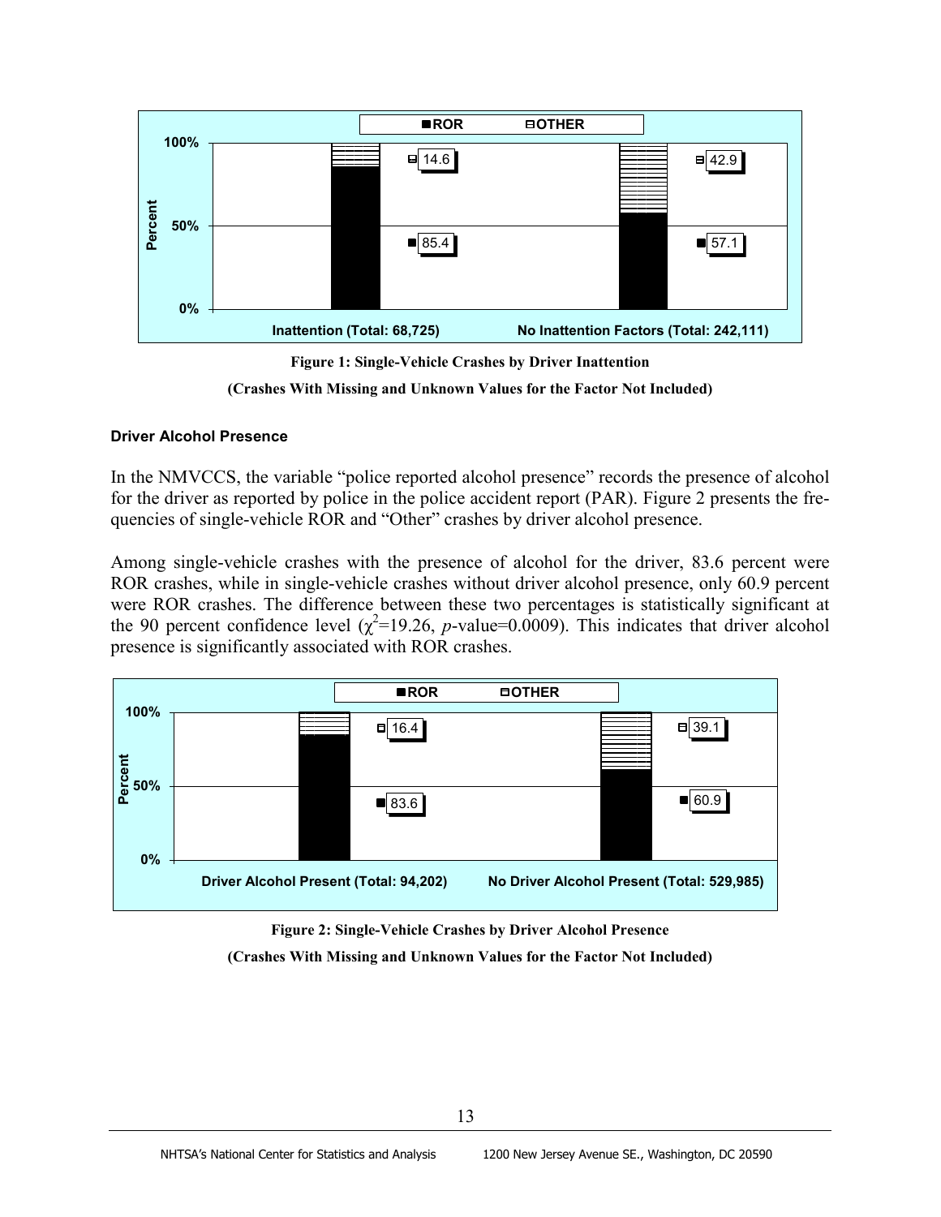| | Inattention (Total: 68,725) | No Inattention Factors (Total: 242,111) |
|---|---|---|
| ROR | 85.4 | 57.1 |
| OTHER | 14.6 | 42.9 |

**Figure 1: Single-Vehicle Crashes by Driver Inattention**

**(Crashes With Missing and Unknown Values for the Factor Not Included)**

#### Driver Alcohol Presence

In the NMVCCS, the variable "police reported alcohol presence" records the presence of alcohol for the driver as reported by police in the police accident report (PAR). Figure 2 presents the frequencies of single-vehicle ROR and "Other" crashes by driver alcohol presence.

Among single-vehicle crashes with the presence of alcohol for the driver, 83.6 percent were ROR crashes, while in single-vehicle crashes without driver alcohol presence, only 60.9 percent were ROR crashes. The difference between these two percentages is statistically significant at the 90 percent confidence level ($\chi^2$=19.26, *p*-value=0.0009). This indicates that driver alcohol presence is significantly associated with ROR crashes.

| | Driver Alcohol Present (Total: 94,202) | No Driver Alcohol Present (Total: 529,985) |
|---|---|---|
| ROR | 83.6 | 60.9 |
| OTHER | 16.4 | 39.1 |

**Figure 2: Single-Vehicle Crashes by Driver Alcohol Presence**

**(Crashes With Missing and Unknown Values for the Factor Not Included)**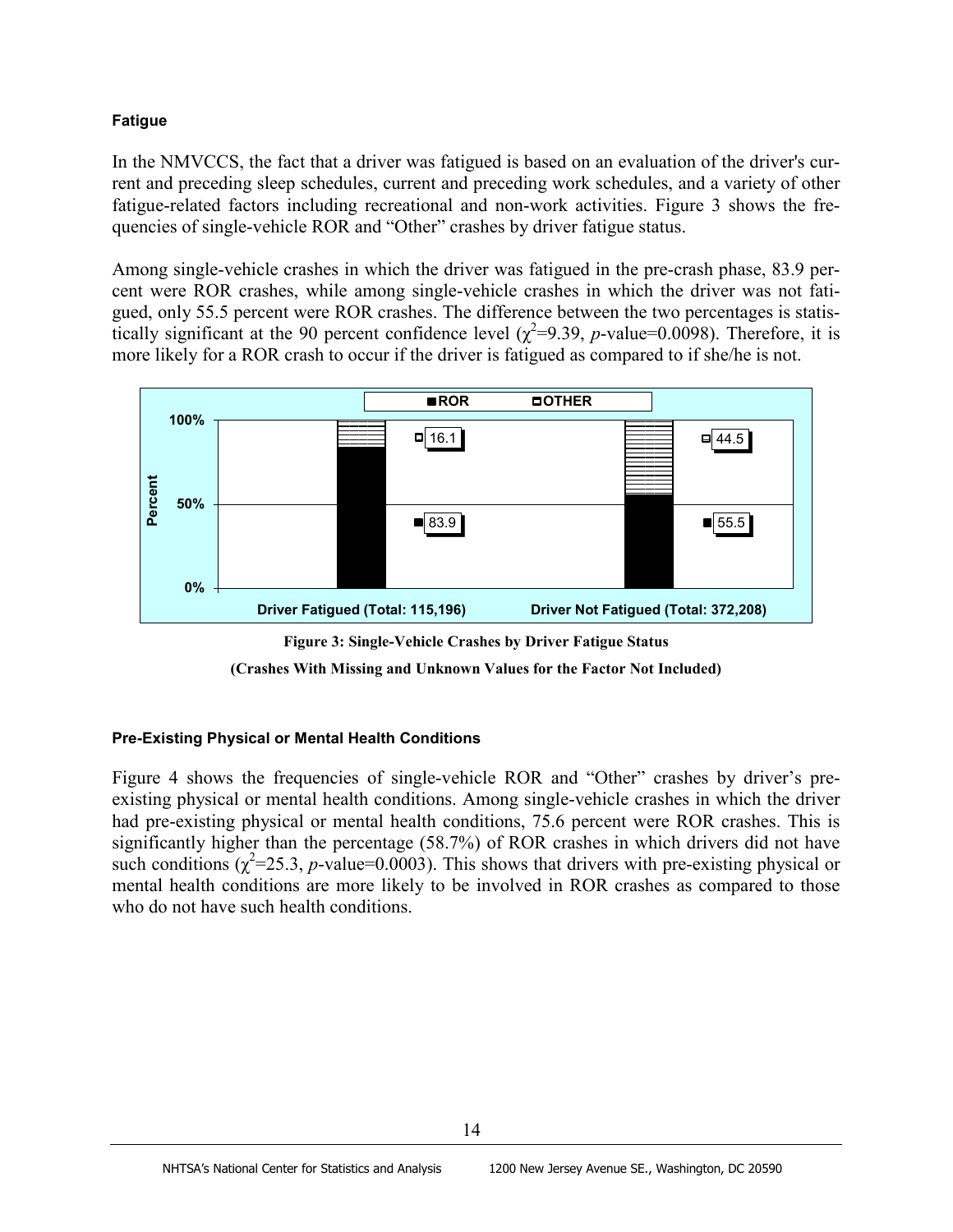#### Fatigue

In the NMVCCS, the fact that a driver was fatigued is based on an evaluation of the driver's current and preceding sleep schedules, current and preceding work schedules, and a variety of other fatigue-related factors including recreational and non-work activities. Figure 3 shows the frequencies of single-vehicle ROR and "Other" crashes by driver fatigue status.

Among single-vehicle crashes in which the driver was fatigued in the pre-crash phase, 83.9 percent were ROR crashes, while among single-vehicle crashes in which the driver was not fatigued, only 55.5 percent were ROR crashes. The difference between the two percentages is statistically significant at the 90 percent confidence level ($\chi^2$=9.39, *p*-value=0.0098). Therefore, it is more likely for a ROR crash to occur if the driver is fatigued as compared to if she/he is not.

| | Driver Fatigued (Total: 115,196) | Driver Not Fatigued (Total: 372,208) |
|---|---|---|
| ROR | 83.9 | 55.5 |
| OTHER | 16.1 | 44.5 |

**Figure 3: Single-Vehicle Crashes by Driver Fatigue Status**

**(Crashes With Missing and Unknown Values for the Factor Not Included)**

#### Pre-Existing Physical or Mental Health Conditions

Figure 4 shows the frequencies of single-vehicle ROR and "Other" crashes by driver's pre-existing physical or mental health conditions. Among single-vehicle crashes in which the driver had pre-existing physical or mental health conditions, 75.6 percent were ROR crashes. This is significantly higher than the percentage (58.7%) of ROR crashes in which drivers did not have such conditions ($\chi^2$=25.3, *p*-value=0.0003). This shows that drivers with pre-existing physical or mental health conditions are more likely to be involved in ROR crashes as compared to those who do not have such health conditions.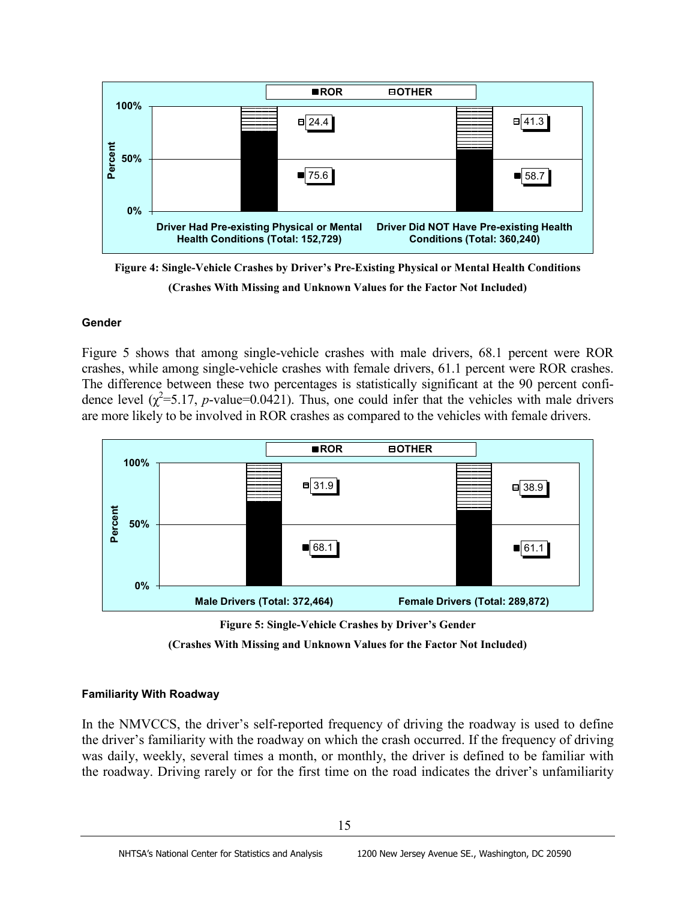**Figure 4: Single-Vehicle Crashes by Driver's Pre-Existing Physical or Mental Health Conditions**

**(Crashes With Missing and Unknown Values for the Factor Not Included)**

#### Gender

Figure 5 shows that among single-vehicle crashes with male drivers, 68.1 percent were ROR crashes, while among single-vehicle crashes with female drivers, 61.1 percent were ROR crashes. The difference between these two percentages is statistically significant at the 90 percent confidence level ($\chi^2$=5.17, *p*-value=0.0421). Thus, one could infer that the vehicles with male drivers are more likely to be involved in ROR crashes as compared to the vehicles with female drivers.

**Figure 5: Single-Vehicle Crashes by Driver's Gender**

**(Crashes With Missing and Unknown Values for the Factor Not Included)**

#### Familiarity With Roadway

In the NMVCCS, the driver's self-reported frequency of driving the roadway is used to define the driver's familiarity with the roadway on which the crash occurred. If the frequency of driving was daily, weekly, several times a month, or monthly, the driver is defined to be familiar with the roadway. Driving rarely or for the first time on the road indicates the driver's unfamiliarity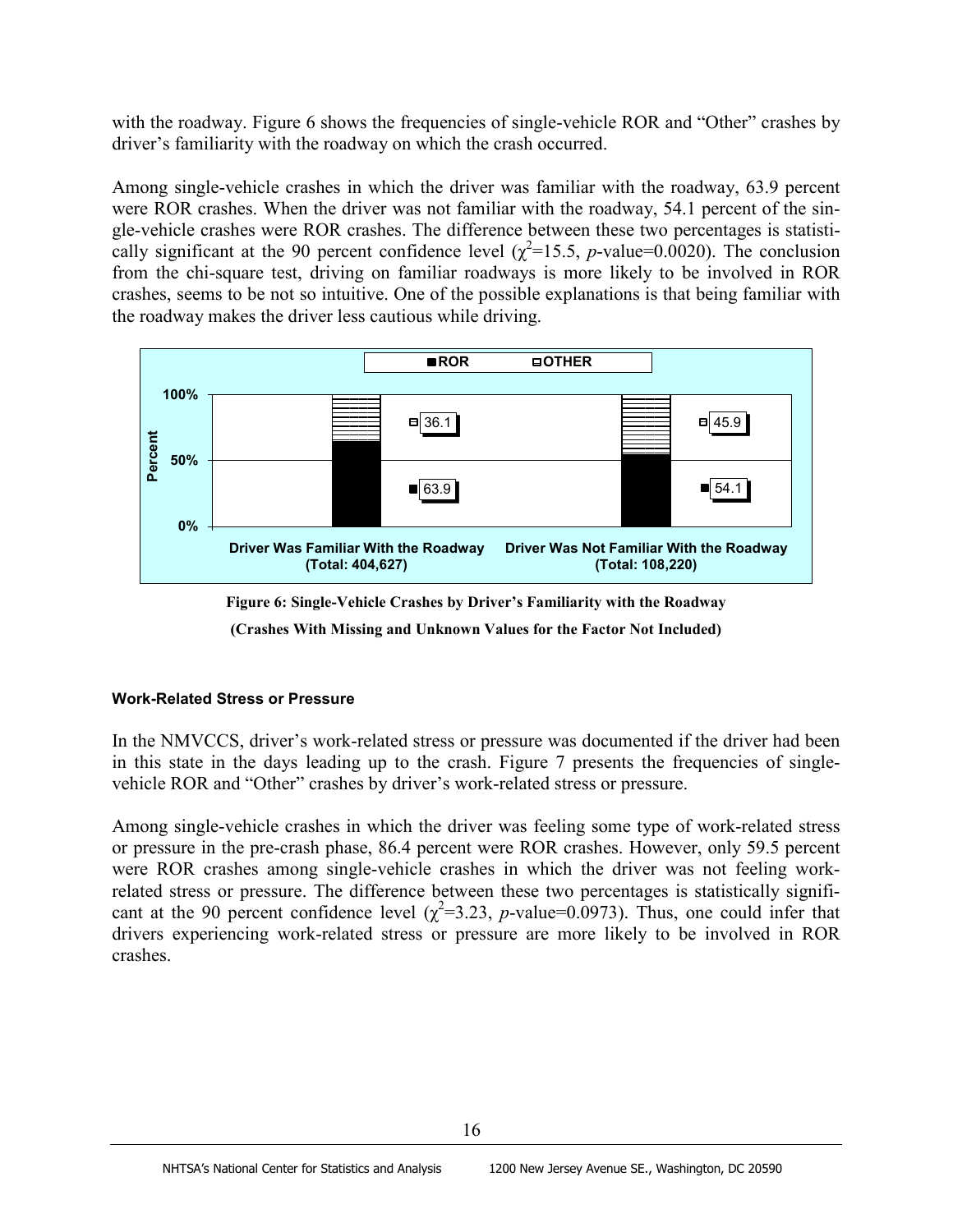with the roadway. Figure 6 shows the frequencies of single-vehicle ROR and "Other" crashes by driver's familiarity with the roadway on which the crash occurred.

Among single-vehicle crashes in which the driver was familiar with the roadway, 63.9 percent were ROR crashes. When the driver was not familiar with the roadway, 54.1 percent of the single-vehicle crashes were ROR crashes. The difference between these two percentages is statistically significant at the 90 percent confidence level ($\chi^2$=15.5, *p*-value=0.0020). The conclusion from the chi-square test, driving on familiar roadways is more likely to be involved in ROR crashes, seems to be not so intuitive. One of the possible explanations is that being familiar with the roadway makes the driver less cautious while driving.

| | Driver Was Familiar With the Roadway (Total: 404,627) | Driver Was Not Familiar With the Roadway (Total: 108,220) |
|---|---|---|
| ROR | 63.9 | 54.1 |
| OTHER | 36.1 | 45.9 |

**Figure 6: Single-Vehicle Crashes by Driver's Familiarity with the Roadway**

**(Crashes With Missing and Unknown Values for the Factor Not Included)**

#### Work-Related Stress or Pressure

In the NMVCCS, driver's work-related stress or pressure was documented if the driver had been in this state in the days leading up to the crash. Figure 7 presents the frequencies of single-vehicle ROR and "Other" crashes by driver's work-related stress or pressure.

Among single-vehicle crashes in which the driver was feeling some type of work-related stress or pressure in the pre-crash phase, 86.4 percent were ROR crashes. However, only 59.5 percent were ROR crashes among single-vehicle crashes in which the driver was not feeling work-related stress or pressure. The difference between these two percentages is statistically significant at the 90 percent confidence level ($\chi^2$=3.23, *p*-value=0.0973). Thus, one could infer that drivers experiencing work-related stress or pressure are more likely to be involved in ROR crashes.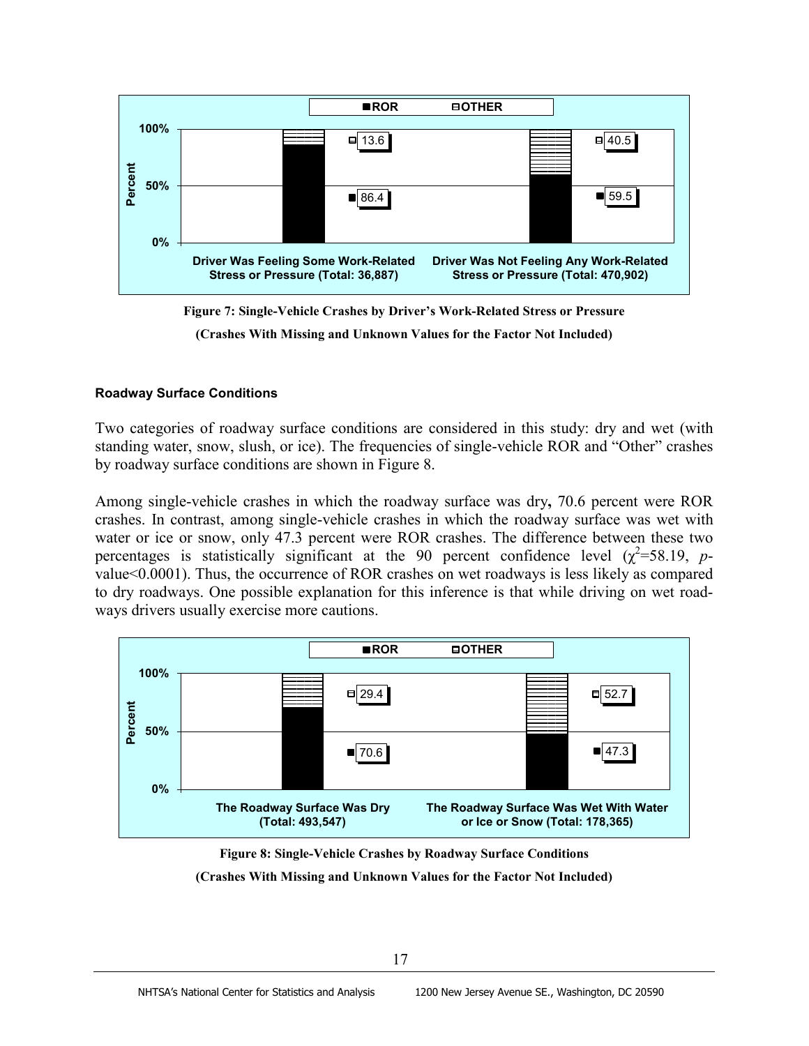Figure 7: Single-Vehicle Crashes by Driver's Work-Related Stress or Pressure

(Crashes With Missing and Unknown Values for the Factor Not Included)

#### Roadway Surface Conditions

Two categories of roadway surface conditions are considered in this study: dry and wet (with standing water, snow, slush, or ice). The frequencies of single-vehicle ROR and "Other" crashes by roadway surface conditions are shown in Figure 8.

Among single-vehicle crashes in which the roadway surface was dry**,** 70.6 percent were ROR crashes. In contrast, among single-vehicle crashes in which the roadway surface was wet with water or ice or snow, only 47.3 percent were ROR crashes. The difference between these two percentages is statistically significant at the 90 percent confidence level ($\chi^2$=58.19, *p*-value<0.0001). Thus, the occurrence of ROR crashes on wet roadways is less likely as compared to dry roadways. One possible explanation for this inference is that while driving on wet roadways drivers usually exercise more cautions.

Figure 8: Single-Vehicle Crashes by Roadway Surface Conditions

(Crashes With Missing and Unknown Values for the Factor Not Included)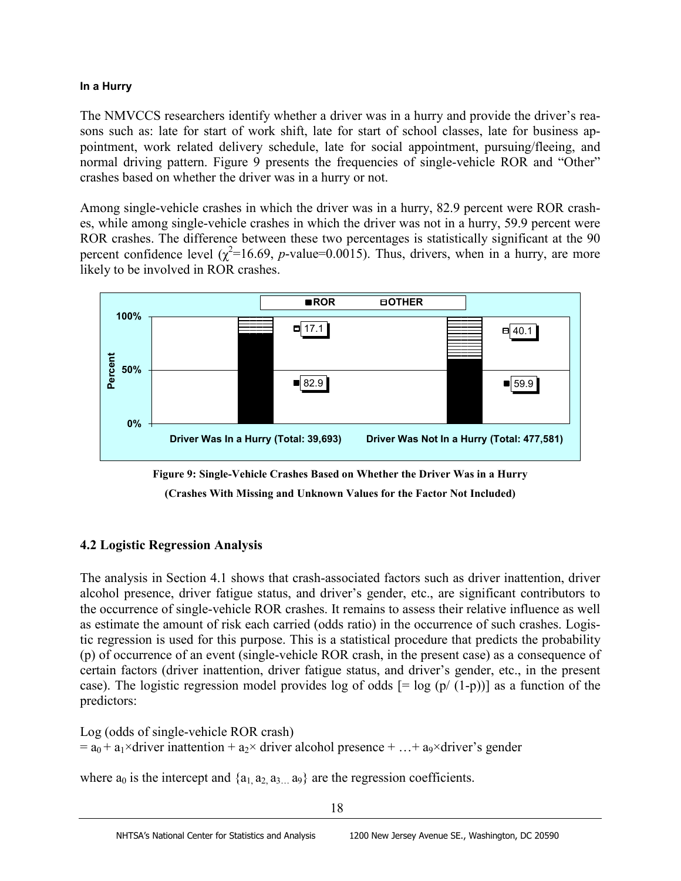#### In a Hurry

The NMVCCS researchers identify whether a driver was in a hurry and provide the driver's reasons such as: late for start of work shift, late for start of school classes, late for business appointment, work related delivery schedule, late for social appointment, pursuing/fleeing, and normal driving pattern. Figure 9 presents the frequencies of single-vehicle ROR and "Other" crashes based on whether the driver was in a hurry or not.

Among single-vehicle crashes in which the driver was in a hurry, 82.9 percent were ROR crashes, while among single-vehicle crashes in which the driver was not in a hurry, 59.9 percent were ROR crashes. The difference between these two percentages is statistically significant at the 90 percent confidence level ($\chi^2$=16.69, *p*-value=0.0015). Thus, drivers, when in a hurry, are more likely to be involved in ROR crashes.

| | ROR | OTHER |
|---|---|---|
| Driver Was In a Hurry (Total: 39,693) | 82.9 | 17.1 |
| Driver Was Not In a Hurry (Total: 477,581) | 59.9 | 40.1 |

**Figure 9: Single-Vehicle Crashes Based on Whether the Driver Was in a Hurry**

**(Crashes With Missing and Unknown Values for the Factor Not Included)**

## 4.2 Logistic Regression Analysis

The analysis in Section 4.1 shows that crash-associated factors such as driver inattention, driver alcohol presence, driver fatigue status, and driver's gender, etc., are significant contributors to the occurrence of single-vehicle ROR crashes. It remains to assess their relative influence as well as estimate the amount of risk each carried (odds ratio) in the occurrence of such crashes. Logistic regression is used for this purpose. This is a statistical procedure that predicts the probability (p) of occurrence of an event (single-vehicle ROR crash, in the present case) as a consequence of certain factors (driver inattention, driver fatigue status, and driver's gender, etc., in the present case). The logistic regression model provides log of odds [= log (p/ (1-p))] as a function of the predictors:

Log (odds of single-vehicle ROR crash)
$= a_0 + a_1 \times$driver inattention $+ a_2 \times$ driver alcohol presence $+ \ldots + a_9 \times$driver's gender

where $a_0$ is the intercept and $\{a_1, a_2, a_3 \ldots a_9\}$ are the regression coefficients.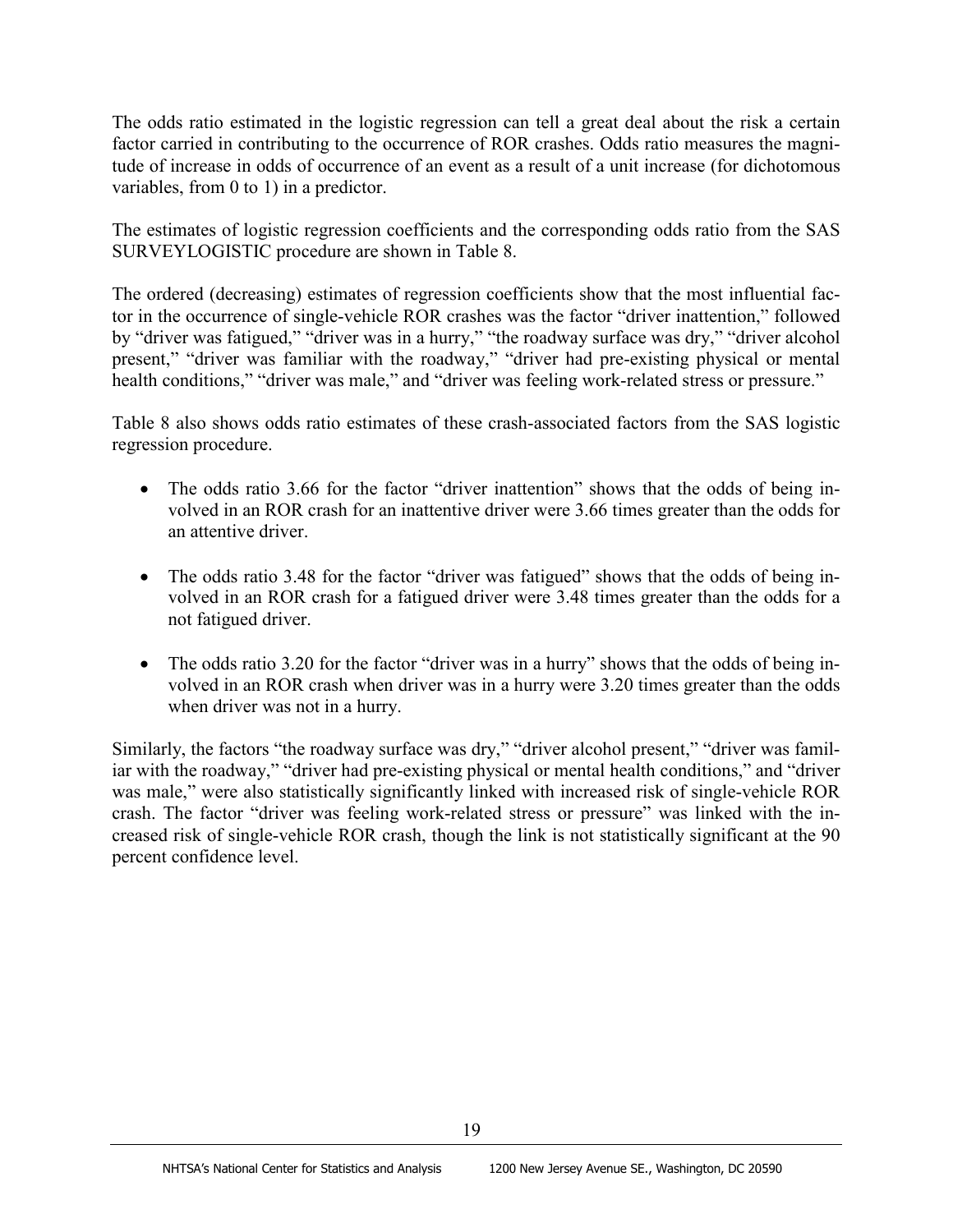The odds ratio estimated in the logistic regression can tell a great deal about the risk a certain factor carried in contributing to the occurrence of ROR crashes. Odds ratio measures the magnitude of increase in odds of occurrence of an event as a result of a unit increase (for dichotomous variables, from 0 to 1) in a predictor.

The estimates of logistic regression coefficients and the corresponding odds ratio from the SAS SURVEYLOGISTIC procedure are shown in Table 8.

The ordered (decreasing) estimates of regression coefficients show that the most influential factor in the occurrence of single-vehicle ROR crashes was the factor "driver inattention," followed by "driver was fatigued," "driver was in a hurry," "the roadway surface was dry," "driver alcohol present," "driver was familiar with the roadway," "driver had pre-existing physical or mental health conditions," "driver was male," and "driver was feeling work-related stress or pressure."

Table 8 also shows odds ratio estimates of these crash-associated factors from the SAS logistic regression procedure.

- The odds ratio 3.66 for the factor "driver inattention" shows that the odds of being involved in an ROR crash for an inattentive driver were 3.66 times greater than the odds for an attentive driver.
- The odds ratio 3.48 for the factor "driver was fatigued" shows that the odds of being involved in an ROR crash for a fatigued driver were 3.48 times greater than the odds for a not fatigued driver.
- The odds ratio 3.20 for the factor "driver was in a hurry" shows that the odds of being involved in an ROR crash when driver was in a hurry were 3.20 times greater than the odds when driver was not in a hurry.

Similarly, the factors "the roadway surface was dry," "driver alcohol present," "driver was familiar with the roadway," "driver had pre-existing physical or mental health conditions," and "driver was male," were also statistically significantly linked with increased risk of single-vehicle ROR crash. The factor "driver was feeling work-related stress or pressure" was linked with the increased risk of single-vehicle ROR crash, though the link is not statistically significant at the 90 percent confidence level.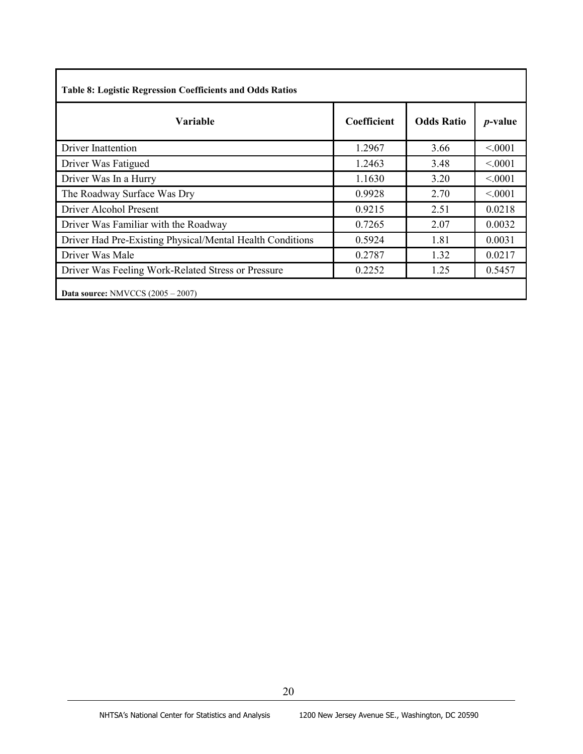**Table 8: Logistic Regression Coefficients and Odds Ratios**

| Variable | Coefficient | Odds Ratio | *p*-value |
|---|---|---|---|
| Driver Inattention | 1.2967 | 3.66 | <.0001 |
| Driver Was Fatigued | 1.2463 | 3.48 | <.0001 |
| Driver Was In a Hurry | 1.1630 | 3.20 | <.0001 |
| The Roadway Surface Was Dry | 0.9928 | 2.70 | <.0001 |
| Driver Alcohol Present | 0.9215 | 2.51 | 0.0218 |
| Driver Was Familiar with the Roadway | 0.7265 | 2.07 | 0.0032 |
| Driver Had Pre-Existing Physical/Mental Health Conditions | 0.5924 | 1.81 | 0.0031 |
| Driver Was Male | 0.2787 | 1.32 | 0.0217 |
| Driver Was Feeling Work-Related Stress or Pressure | 0.2252 | 1.25 | 0.5457 |

**Data source:** NMVCCS (2005 – 2007)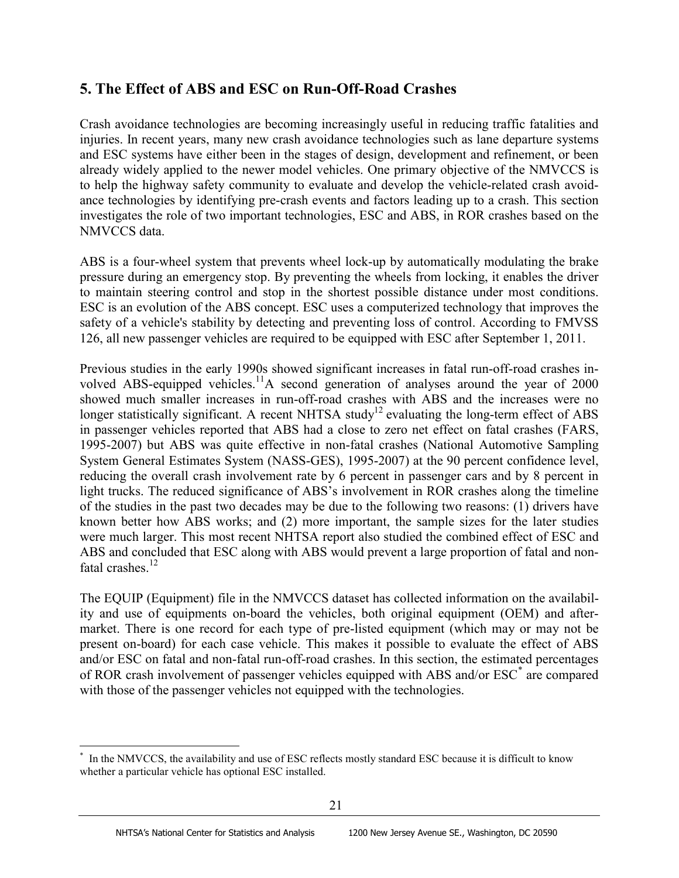## 5. The Effect of ABS and ESC on Run-Off-Road Crashes

Crash avoidance technologies are becoming increasingly useful in reducing traffic fatalities and injuries. In recent years, many new crash avoidance technologies such as lane departure systems and ESC systems have either been in the stages of design, development and refinement, or been already widely applied to the newer model vehicles. One primary objective of the NMVCCS is to help the highway safety community to evaluate and develop the vehicle-related crash avoidance technologies by identifying pre-crash events and factors leading up to a crash. This section investigates the role of two important technologies, ESC and ABS, in ROR crashes based on the NMVCCS data.

ABS is a four-wheel system that prevents wheel lock-up by automatically modulating the brake pressure during an emergency stop. By preventing the wheels from locking, it enables the driver to maintain steering control and stop in the shortest possible distance under most conditions. ESC is an evolution of the ABS concept. ESC uses a computerized technology that improves the safety of a vehicle's stability by detecting and preventing loss of control. According to FMVSS 126, all new passenger vehicles are required to be equipped with ESC after September 1, 2011.

Previous studies in the early 1990s showed significant increases in fatal run-off-road crashes involved ABS-equipped vehicles.[11]A second generation of analyses around the year of 2000 showed much smaller increases in run-off-road crashes with ABS and the increases were no longer statistically significant. A recent NHTSA study[12] evaluating the long-term effect of ABS in passenger vehicles reported that ABS had a close to zero net effect on fatal crashes (FARS, 1995-2007) but ABS was quite effective in non-fatal crashes (National Automotive Sampling System General Estimates System (NASS-GES), 1995-2007) at the 90 percent confidence level, reducing the overall crash involvement rate by 6 percent in passenger cars and by 8 percent in light trucks. The reduced significance of ABS's involvement in ROR crashes along the timeline of the studies in the past two decades may be due to the following two reasons: (1) drivers have known better how ABS works; and (2) more important, the sample sizes for the later studies were much larger. This most recent NHTSA report also studied the combined effect of ESC and ABS and concluded that ESC along with ABS would prevent a large proportion of fatal and non-fatal crashes.[12]

The EQUIP (Equipment) file in the NMVCCS dataset has collected information on the availability and use of equipments on-board the vehicles, both original equipment (OEM) and aftermarket. There is one record for each type of pre-listed equipment (which may or may not be present on-board) for each case vehicle. This makes it possible to evaluate the effect of ABS and/or ESC on fatal and non-fatal run-off-road crashes. In this section, the estimated percentages of ROR crash involvement of passenger vehicles equipped with ABS and/or ESC[*] are compared with those of the passenger vehicles not equipped with the technologies.

---

[*] In the NMVCCS, the availability and use of ESC reflects mostly standard ESC because it is difficult to know whether a particular vehicle has optional ESC installed.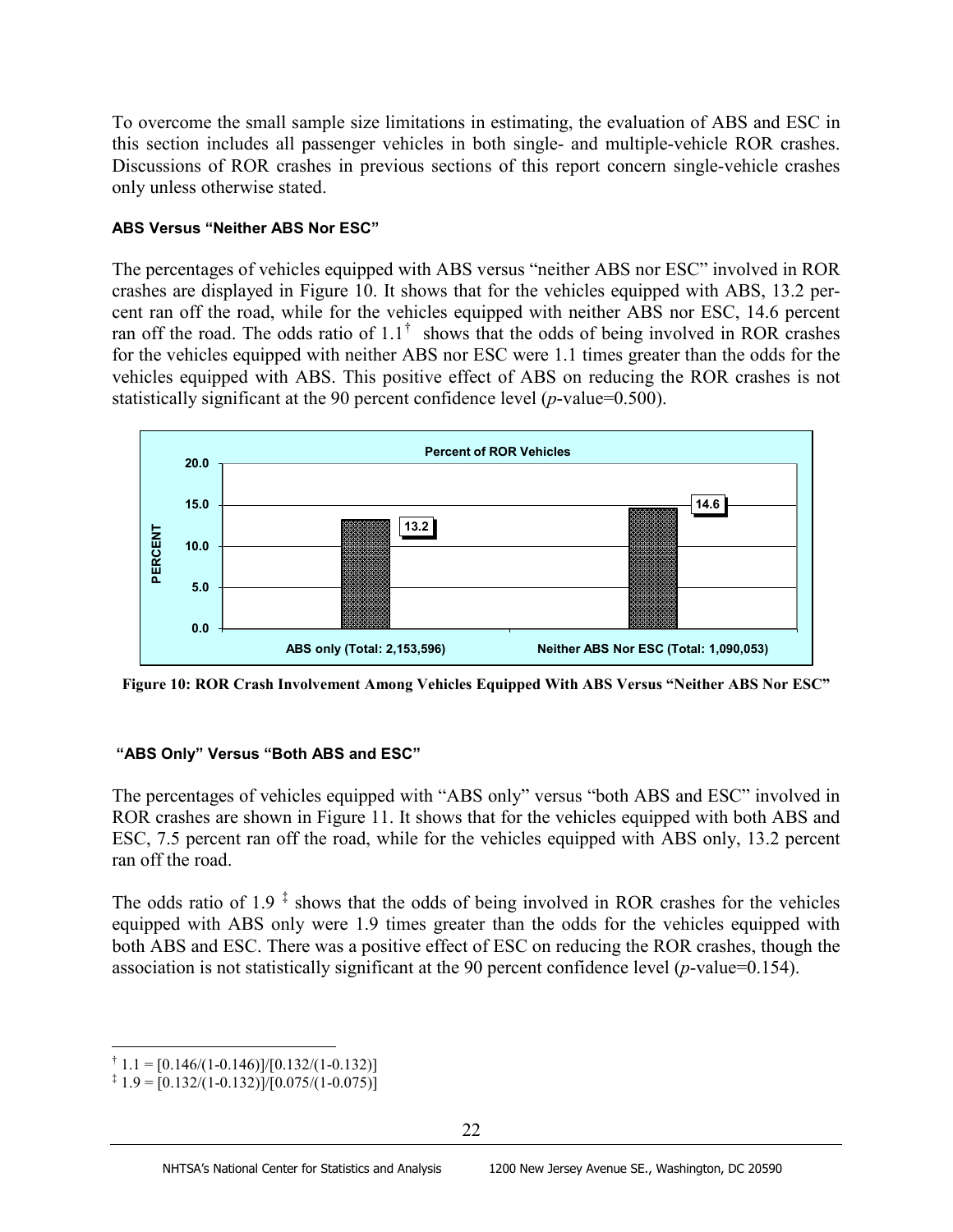To overcome the small sample size limitations in estimating, the evaluation of ABS and ESC in this section includes all passenger vehicles in both single- and multiple-vehicle ROR crashes. Discussions of ROR crashes in previous sections of this report concern single-vehicle crashes only unless otherwise stated.

#### ABS Versus "Neither ABS Nor ESC"

The percentages of vehicles equipped with ABS versus "neither ABS nor ESC" involved in ROR crashes are displayed in Figure 10. It shows that for the vehicles equipped with ABS, 13.2 percent ran off the road, while for the vehicles equipped with neither ABS nor ESC, 14.6 percent ran off the road. The odds ratio of 1.1[†] shows that the odds of being involved in ROR crashes for the vehicles equipped with neither ABS nor ESC were 1.1 times greater than the odds for the vehicles equipped with ABS. This positive effect of ABS on reducing the ROR crashes is not statistically significant at the 90 percent confidence level (*p*-value=0.500).

**Figure 10: ROR Crash Involvement Among Vehicles Equipped With ABS Versus "Neither ABS Nor ESC"**

#### "ABS Only" Versus "Both ABS and ESC"

The percentages of vehicles equipped with "ABS only" versus "both ABS and ESC" involved in ROR crashes are shown in Figure 11. It shows that for the vehicles equipped with both ABS and ESC, 7.5 percent ran off the road, while for the vehicles equipped with ABS only, 13.2 percent ran off the road.

The odds ratio of 1.9 [‡] shows that the odds of being involved in ROR crashes for the vehicles equipped with ABS only were 1.9 times greater than the odds for the vehicles equipped with both ABS and ESC. There was a positive effect of ESC on reducing the ROR crashes, though the association is not statistically significant at the 90 percent confidence level (*p*-value=0.154).

---

[†] $1.1 = [0.146/(1-0.146)]/[0.132/(1-0.132)]$

[‡] $1.9 = [0.132/(1-0.132)]/[0.075/(1-0.075)]$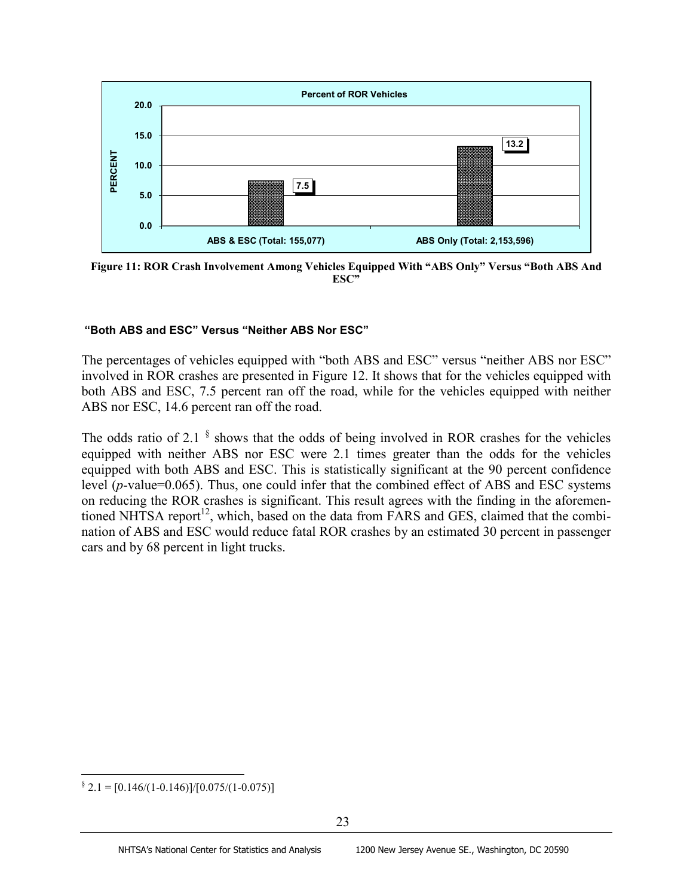**Percent of ROR Vehicles**

| | ABS & ESC (Total: 155,077) | ABS Only (Total: 2,153,596) |
|---|---|---|
| PERCENT | 7.5 | 13.2 |

**Figure 11: ROR Crash Involvement Among Vehicles Equipped With "ABS Only" Versus "Both ABS And ESC"**

### "Both ABS and ESC" Versus "Neither ABS Nor ESC"

The percentages of vehicles equipped with "both ABS and ESC" versus "neither ABS nor ESC" involved in ROR crashes are presented in Figure 12. It shows that for the vehicles equipped with both ABS and ESC, 7.5 percent ran off the road, while for the vehicles equipped with neither ABS nor ESC, 14.6 percent ran off the road.

The odds ratio of 2.1 [§] shows that the odds of being involved in ROR crashes for the vehicles equipped with neither ABS nor ESC were 2.1 times greater than the odds for the vehicles equipped with both ABS and ESC. This is statistically significant at the 90 percent confidence level ($p$-value=0.065). Thus, one could infer that the combined effect of ABS and ESC systems on reducing the ROR crashes is significant. This result agrees with the finding in the aforementioned NHTSA report[12], which, based on the data from FARS and GES, claimed that the combination of ABS and ESC would reduce fatal ROR crashes by an estimated 30 percent in passenger cars and by 68 percent in light trucks.

---

[§] $2.1 = [0.146/(1-0.146)]/[0.075/(1-0.075)]$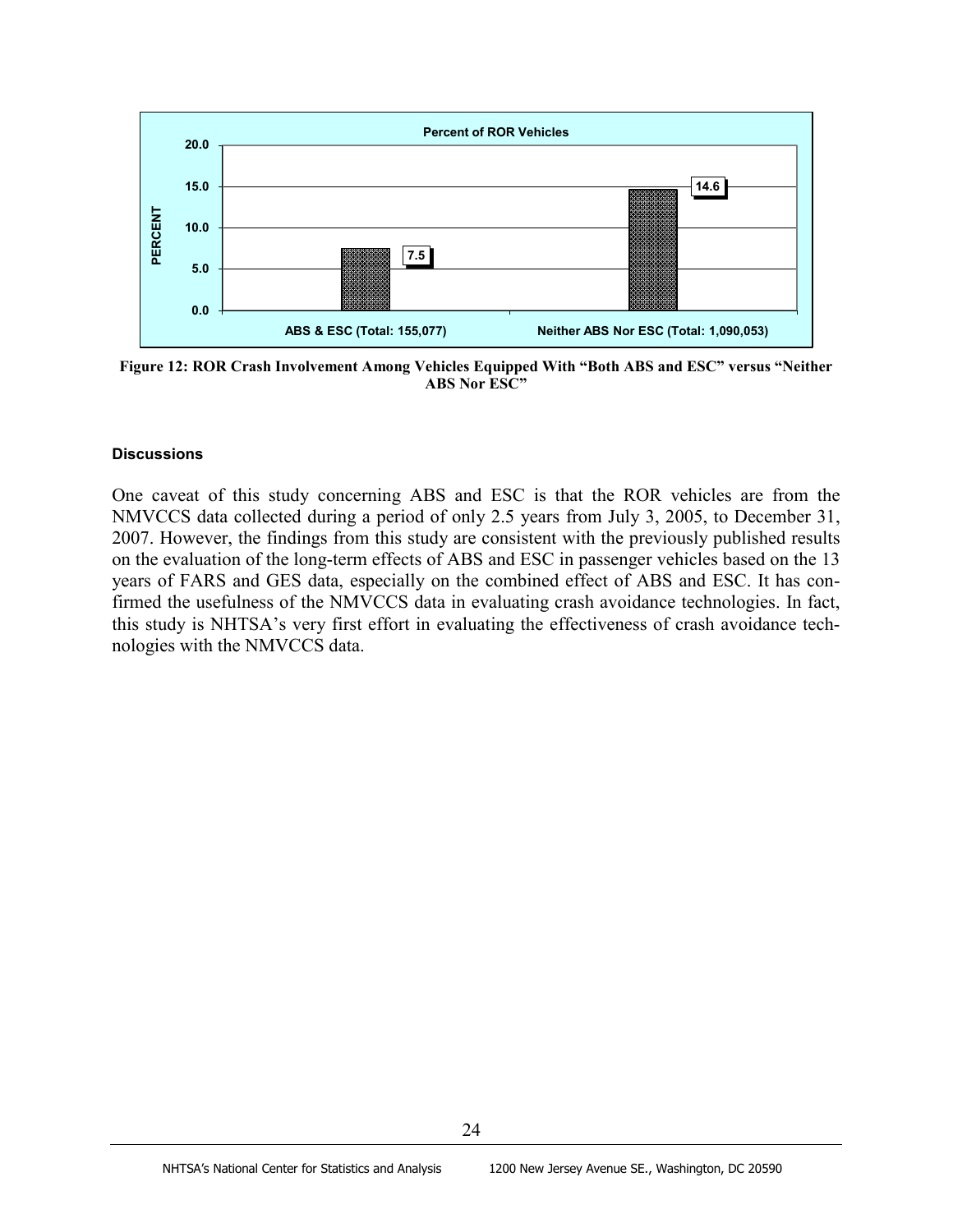Percent of ROR Vehicles

| | ABS & ESC (Total: 155,077) | Neither ABS Nor ESC (Total: 1,090,053) |
|---|---|---|
| PERCENT | 7.5 | 14.6 |

**Figure 12: ROR Crash Involvement Among Vehicles Equipped With "Both ABS and ESC" versus "Neither ABS Nor ESC"**

### Discussions

One caveat of this study concerning ABS and ESC is that the ROR vehicles are from the NMVCCS data collected during a period of only 2.5 years from July 3, 2005, to December 31, 2007. However, the findings from this study are consistent with the previously published results on the evaluation of the long-term effects of ABS and ESC in passenger vehicles based on the 13 years of FARS and GES data, especially on the combined effect of ABS and ESC. It has confirmed the usefulness of the NMVCCS data in evaluating crash avoidance technologies. In fact, this study is NHTSA's very first effort in evaluating the effectiveness of crash avoidance technologies with the NMVCCS data.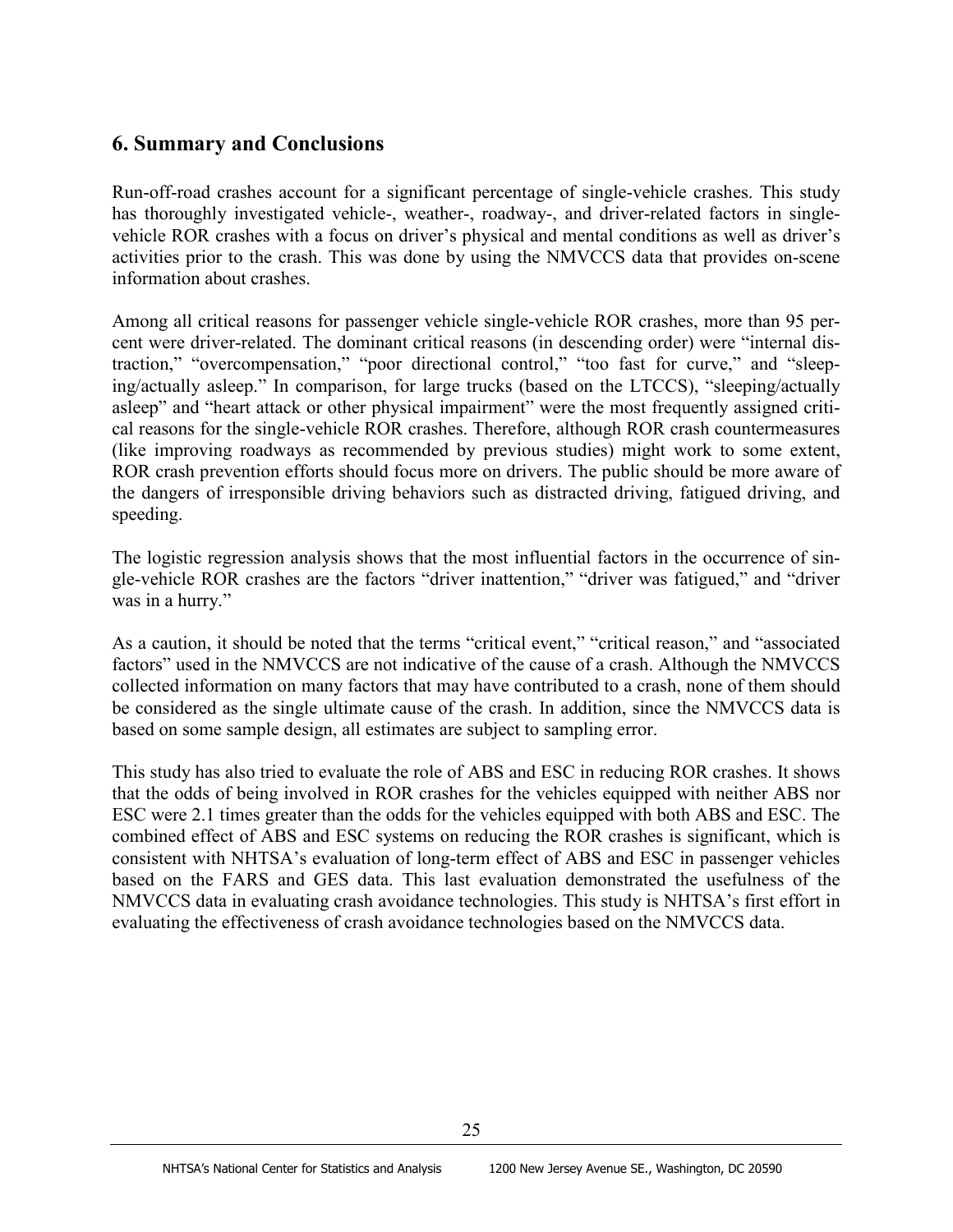## 6. Summary and Conclusions

Run-off-road crashes account for a significant percentage of single-vehicle crashes. This study has thoroughly investigated vehicle-, weather-, roadway-, and driver-related factors in single-vehicle ROR crashes with a focus on driver's physical and mental conditions as well as driver's activities prior to the crash. This was done by using the NMVCCS data that provides on-scene information about crashes.

Among all critical reasons for passenger vehicle single-vehicle ROR crashes, more than 95 percent were driver-related. The dominant critical reasons (in descending order) were "internal distraction," "overcompensation," "poor directional control," "too fast for curve," and "sleeping/actually asleep." In comparison, for large trucks (based on the LTCCS), "sleeping/actually asleep" and "heart attack or other physical impairment" were the most frequently assigned critical reasons for the single-vehicle ROR crashes. Therefore, although ROR crash countermeasures (like improving roadways as recommended by previous studies) might work to some extent, ROR crash prevention efforts should focus more on drivers. The public should be more aware of the dangers of irresponsible driving behaviors such as distracted driving, fatigued driving, and speeding.

The logistic regression analysis shows that the most influential factors in the occurrence of single-vehicle ROR crashes are the factors "driver inattention," "driver was fatigued," and "driver was in a hurry."

As a caution, it should be noted that the terms "critical event," "critical reason," and "associated factors" used in the NMVCCS are not indicative of the cause of a crash. Although the NMVCCS collected information on many factors that may have contributed to a crash, none of them should be considered as the single ultimate cause of the crash. In addition, since the NMVCCS data is based on some sample design, all estimates are subject to sampling error.

This study has also tried to evaluate the role of ABS and ESC in reducing ROR crashes. It shows that the odds of being involved in ROR crashes for the vehicles equipped with neither ABS nor ESC were 2.1 times greater than the odds for the vehicles equipped with both ABS and ESC. The combined effect of ABS and ESC systems on reducing the ROR crashes is significant, which is consistent with NHTSA's evaluation of long-term effect of ABS and ESC in passenger vehicles based on the FARS and GES data. This last evaluation demonstrated the usefulness of the NMVCCS data in evaluating crash avoidance technologies. This study is NHTSA's first effort in evaluating the effectiveness of crash avoidance technologies based on the NMVCCS data.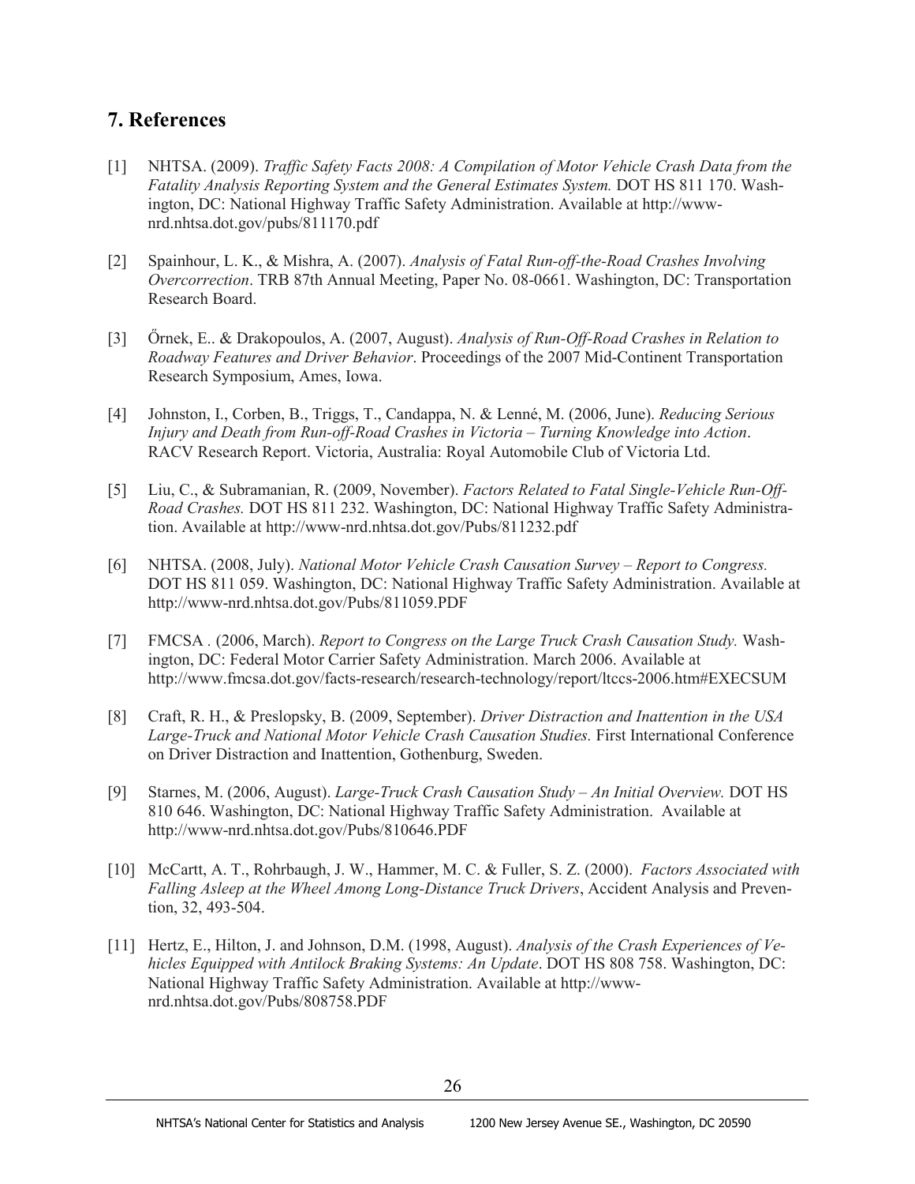## 7. References

[1] NHTSA. (2009). *Traffic Safety Facts 2008: A Compilation of Motor Vehicle Crash Data from the Fatality Analysis Reporting System and the General Estimates System.* DOT HS 811 170. Washington, DC: National Highway Traffic Safety Administration. Available at http://www-nrd.nhtsa.dot.gov/pubs/811170.pdf

[2] Spainhour, L. K., & Mishra, A. (2007). *Analysis of Fatal Run-off-the-Road Crashes Involving Overcorrection*. TRB 87th Annual Meeting, Paper No. 08-0661. Washington, DC: Transportation Research Board.

[3] Őrnek, E.. & Drakopoulos, A. (2007, August). *Analysis of Run-Off-Road Crashes in Relation to Roadway Features and Driver Behavior*. Proceedings of the 2007 Mid-Continent Transportation Research Symposium, Ames, Iowa.

[4] Johnston, I., Corben, B., Triggs, T., Candappa, N. & Lenné, M. (2006, June). *Reducing Serious Injury and Death from Run-off-Road Crashes in Victoria – Turning Knowledge into Action*. RACV Research Report. Victoria, Australia: Royal Automobile Club of Victoria Ltd.

[5] Liu, C., & Subramanian, R. (2009, November). *Factors Related to Fatal Single-Vehicle Run-Off-Road Crashes.* DOT HS 811 232. Washington, DC: National Highway Traffic Safety Administration. Available at http://www-nrd.nhtsa.dot.gov/Pubs/811232.pdf

[6] NHTSA. (2008, July). *National Motor Vehicle Crash Causation Survey – Report to Congress.* DOT HS 811 059. Washington, DC: National Highway Traffic Safety Administration. Available at http://www-nrd.nhtsa.dot.gov/Pubs/811059.PDF

[7] FMCSA . (2006, March). *Report to Congress on the Large Truck Crash Causation Study.* Washington, DC: Federal Motor Carrier Safety Administration. March 2006. Available at http://www.fmcsa.dot.gov/facts-research/research-technology/report/ltccs-2006.htm#EXECSUM

[8] Craft, R. H., & Preslopsky, B. (2009, September). *Driver Distraction and Inattention in the USA Large-Truck and National Motor Vehicle Crash Causation Studies.* First International Conference on Driver Distraction and Inattention, Gothenburg, Sweden.

[9] Starnes, M. (2006, August). *Large-Truck Crash Causation Study – An Initial Overview.* DOT HS 810 646. Washington, DC: National Highway Traffic Safety Administration. Available at http://www-nrd.nhtsa.dot.gov/Pubs/810646.PDF

[10] McCartt, A. T., Rohrbaugh, J. W., Hammer, M. C. & Fuller, S. Z. (2000). *Factors Associated with Falling Asleep at the Wheel Among Long-Distance Truck Drivers*, Accident Analysis and Prevention, 32, 493-504.

[11] Hertz, E., Hilton, J. and Johnson, D.M. (1998, August). *Analysis of the Crash Experiences of Vehicles Equipped with Antilock Braking Systems: An Update*. DOT HS 808 758. Washington, DC: National Highway Traffic Safety Administration. Available at http://www-nrd.nhtsa.dot.gov/Pubs/808758.PDF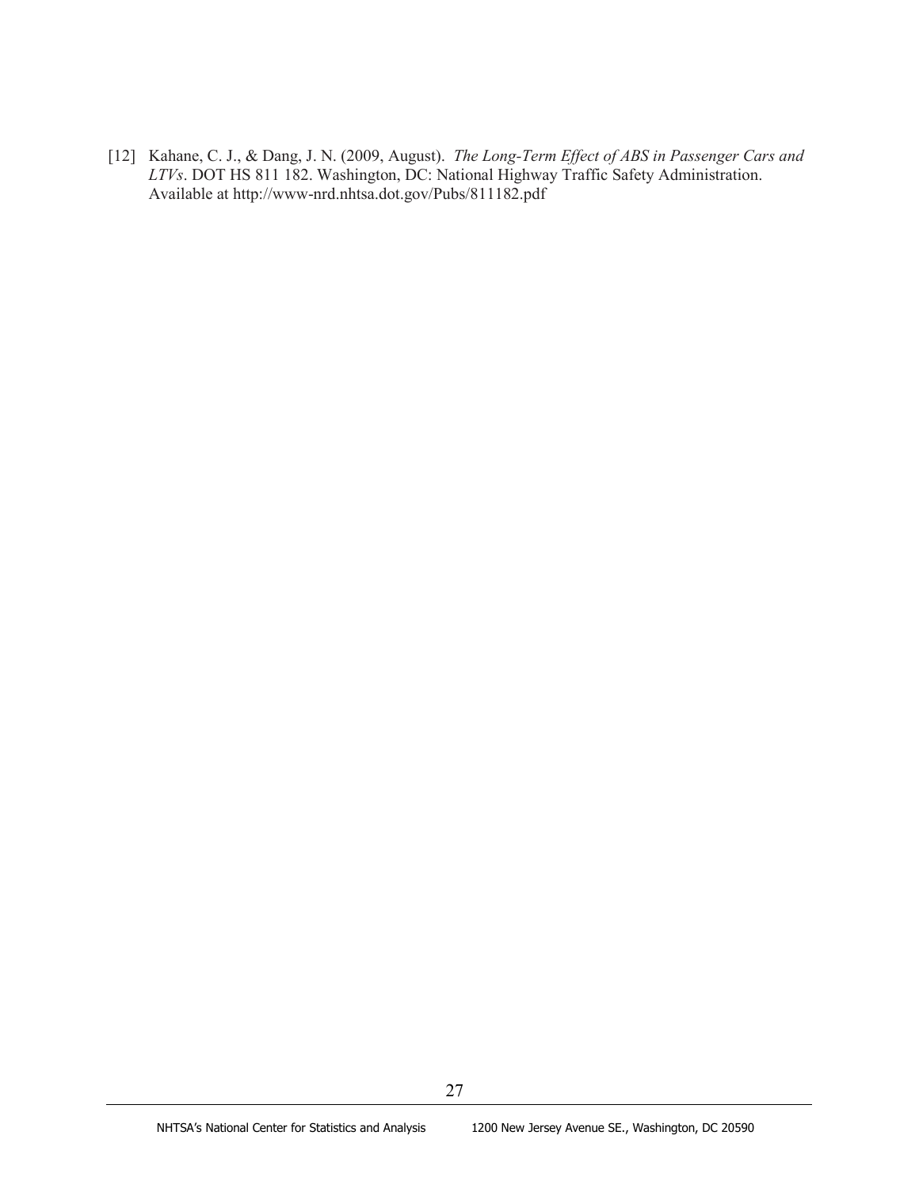[12] Kahane, C. J., & Dang, J. N. (2009, August). *The Long-Term Effect of ABS in Passenger Cars and LTVs*. DOT HS 811 182. Washington, DC: National Highway Traffic Safety Administration. Available at http://www-nrd.nhtsa.dot.gov/Pubs/811182.pdf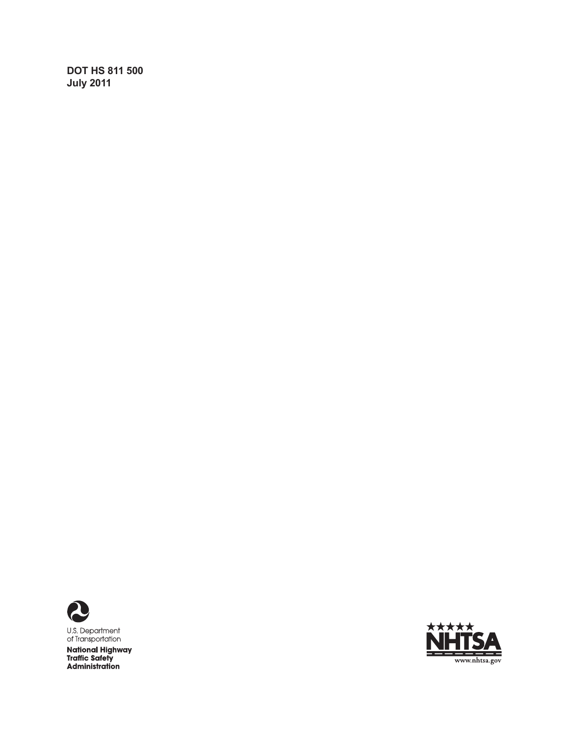**DOT HS 811 500**
**July 2011**

U.S. Department
of Transportation

**National Highway
Traffic Safety
Administration**

NHTSA
www.nhtsa.gov